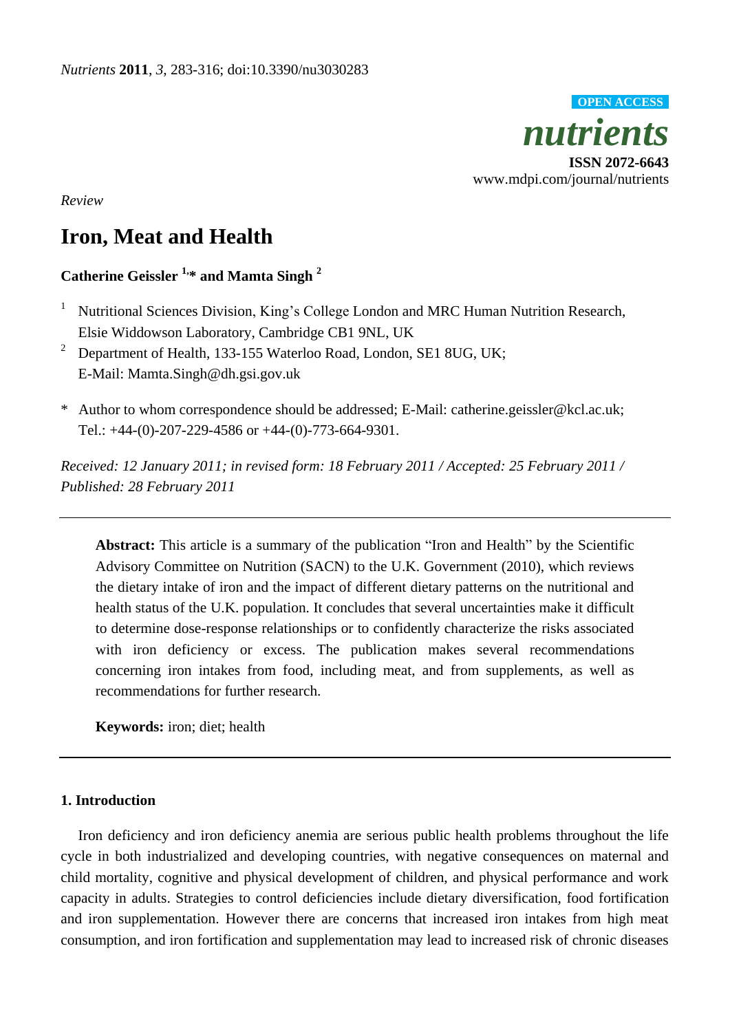*Nutrients* **2011**, *3*, 283-316; doi:10.3390/nu3030283

OPEN ACCESS

***nutrients***

**ISSN 2072-6643**

www.mdpi.com/journal/nutrients

*Review*

# Iron, Meat and Health

**Catherine Geissler [1,*] and Mamta Singh [2]**

[1] Nutritional Sciences Division, King's College London and MRC Human Nutrition Research, Elsie Widdowson Laboratory, Cambridge CB1 9NL, UK

[2] Department of Health, 133-155 Waterloo Road, London, SE1 8UG, UK; E-Mail: Mamta.Singh@dh.gsi.gov.uk

\* Author to whom correspondence should be addressed; E-Mail: catherine.geissler@kcl.ac.uk; Tel.: +44-(0)-207-229-4586 or +44-(0)-773-664-9301.

*Received: 12 January 2011; in revised form: 18 February 2011 / Accepted: 25 February 2011 / Published: 28 February 2011*

---

**Abstract:** This article is a summary of the publication "Iron and Health" by the Scientific Advisory Committee on Nutrition (SACN) to the U.K. Government (2010), which reviews the dietary intake of iron and the impact of different dietary patterns on the nutritional and health status of the U.K. population. It concludes that several uncertainties make it difficult to determine dose-response relationships or to confidently characterize the risks associated with iron deficiency or excess. The publication makes several recommendations concerning iron intakes from food, including meat, and from supplements, as well as recommendations for further research.

**Keywords:** iron; diet; health

---

## 1. Introduction

Iron deficiency and iron deficiency anemia are serious public health problems throughout the life cycle in both industrialized and developing countries, with negative consequences on maternal and child mortality, cognitive and physical development of children, and physical performance and work capacity in adults. Strategies to control deficiencies include dietary diversification, food fortification and iron supplementation. However there are concerns that increased iron intakes from high meat consumption, and iron fortification and supplementation may lead to increased risk of chronic diseases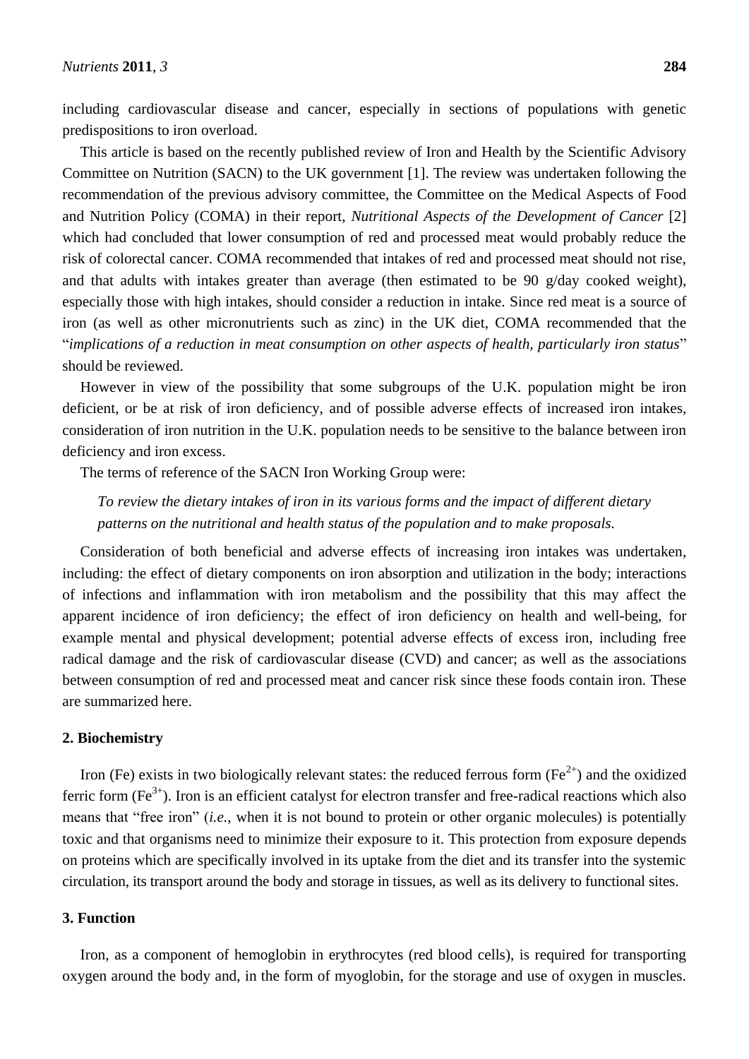including cardiovascular disease and cancer, especially in sections of populations with genetic predispositions to iron overload.

This article is based on the recently published review of Iron and Health by the Scientific Advisory Committee on Nutrition (SACN) to the UK government [1]. The review was undertaken following the recommendation of the previous advisory committee, the Committee on the Medical Aspects of Food and Nutrition Policy (COMA) in their report, *Nutritional Aspects of the Development of Cancer* [2] which had concluded that lower consumption of red and processed meat would probably reduce the risk of colorectal cancer. COMA recommended that intakes of red and processed meat should not rise, and that adults with intakes greater than average (then estimated to be 90 g/day cooked weight), especially those with high intakes, should consider a reduction in intake. Since red meat is a source of iron (as well as other micronutrients such as zinc) in the UK diet, COMA recommended that the "*implications of a reduction in meat consumption on other aspects of health, particularly iron status*" should be reviewed.

However in view of the possibility that some subgroups of the U.K. population might be iron deficient, or be at risk of iron deficiency, and of possible adverse effects of increased iron intakes, consideration of iron nutrition in the U.K. population needs to be sensitive to the balance between iron deficiency and iron excess.

The terms of reference of the SACN Iron Working Group were:

> *To review the dietary intakes of iron in its various forms and the impact of different dietary patterns on the nutritional and health status of the population and to make proposals.*

Consideration of both beneficial and adverse effects of increasing iron intakes was undertaken, including: the effect of dietary components on iron absorption and utilization in the body; interactions of infections and inflammation with iron metabolism and the possibility that this may affect the apparent incidence of iron deficiency; the effect of iron deficiency on health and well-being, for example mental and physical development; potential adverse effects of excess iron, including free radical damage and the risk of cardiovascular disease (CVD) and cancer; as well as the associations between consumption of red and processed meat and cancer risk since these foods contain iron. These are summarized here.

## 2. Biochemistry

Iron (Fe) exists in two biologically relevant states: the reduced ferrous form ($Fe^{2+}$) and the oxidized ferric form ($Fe^{3+}$). Iron is an efficient catalyst for electron transfer and free-radical reactions which also means that "free iron" (*i.e.*, when it is not bound to protein or other organic molecules) is potentially toxic and that organisms need to minimize their exposure to it. This protection from exposure depends on proteins which are specifically involved in its uptake from the diet and its transfer into the systemic circulation, its transport around the body and storage in tissues, as well as its delivery to functional sites.

## 3. Function

Iron, as a component of hemoglobin in erythrocytes (red blood cells), is required for transporting oxygen around the body and, in the form of myoglobin, for the storage and use of oxygen in muscles.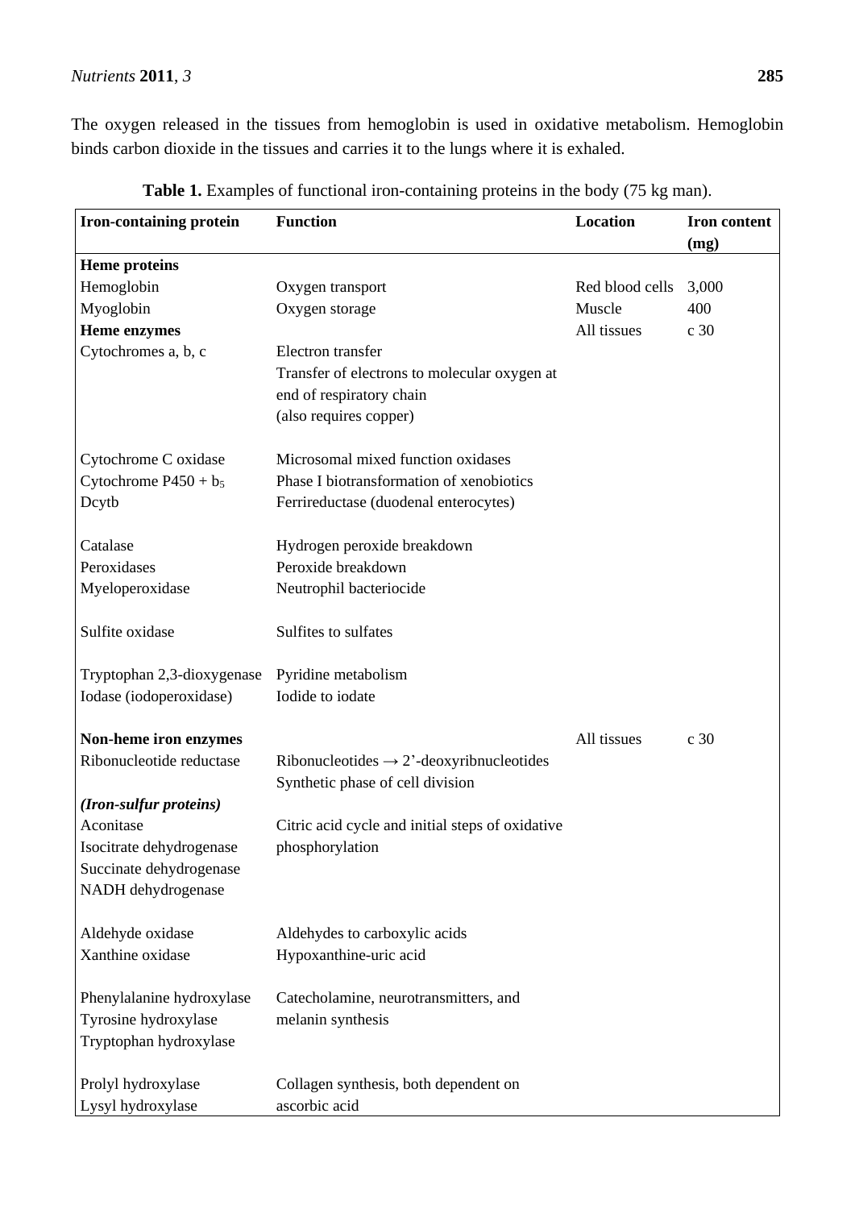The oxygen released in the tissues from hemoglobin is used in oxidative metabolism. Hemoglobin binds carbon dioxide in the tissues and carries it to the lungs where it is exhaled.

**Table 1.** Examples of functional iron-containing proteins in the body (75 kg man).

| Iron-containing protein | Function | Location | Iron content (mg) |
|---|---|---|---|
| **Heme proteins** | | | |
| Hemoglobin | Oxygen transport | Red blood cells | 3,000 |
| Myoglobin | Oxygen storage | Muscle | 400 |
| **Heme enzymes** | | All tissues | c 30 |
| Cytochromes a, b, c | Electron transfer<br>Transfer of electrons to molecular oxygen at end of respiratory chain<br>(also requires copper) | | |
| Cytochrome C oxidase | Microsomal mixed function oxidases | | |
| Cytochrome P450 + $b_5$ | Phase I biotransformation of xenobiotics | | |
| Dcytb | Ferrireductase (duodenal enterocytes) | | |
| Catalase | Hydrogen peroxide breakdown | | |
| Peroxidases | Peroxide breakdown | | |
| Myeloperoxidase | Neutrophil bacteriocide | | |
| Sulfite oxidase | Sulfites to sulfates | | |
| Tryptophan 2,3-dioxygenase | Pyridine metabolism | | |
| Iodase (iodoperoxidase) | Iodide to iodate | | |
| **Non-heme iron enzymes** | | All tissues | c 30 |
| Ribonucleotide reductase | Ribonucleotides → 2'-deoxyribnucleotides<br>Synthetic phase of cell division | | |
| ***(Iron-sulfur proteins)*** | | | |
| Aconitase<br>Isocitrate dehydrogenase<br>Succinate dehydrogenase<br>NADH dehydrogenase | Citric acid cycle and initial steps of oxidative phosphorylation | | |
| Aldehyde oxidase | Aldehydes to carboxylic acids | | |
| Xanthine oxidase | Hypoxanthine-uric acid | | |
| Phenylalanine hydroxylase<br>Tyrosine hydroxylase<br>Tryptophan hydroxylase | Catecholamine, neurotransmitters, and melanin synthesis | | |
| Prolyl hydroxylase<br>Lysyl hydroxylase | Collagen synthesis, both dependent on ascorbic acid | | |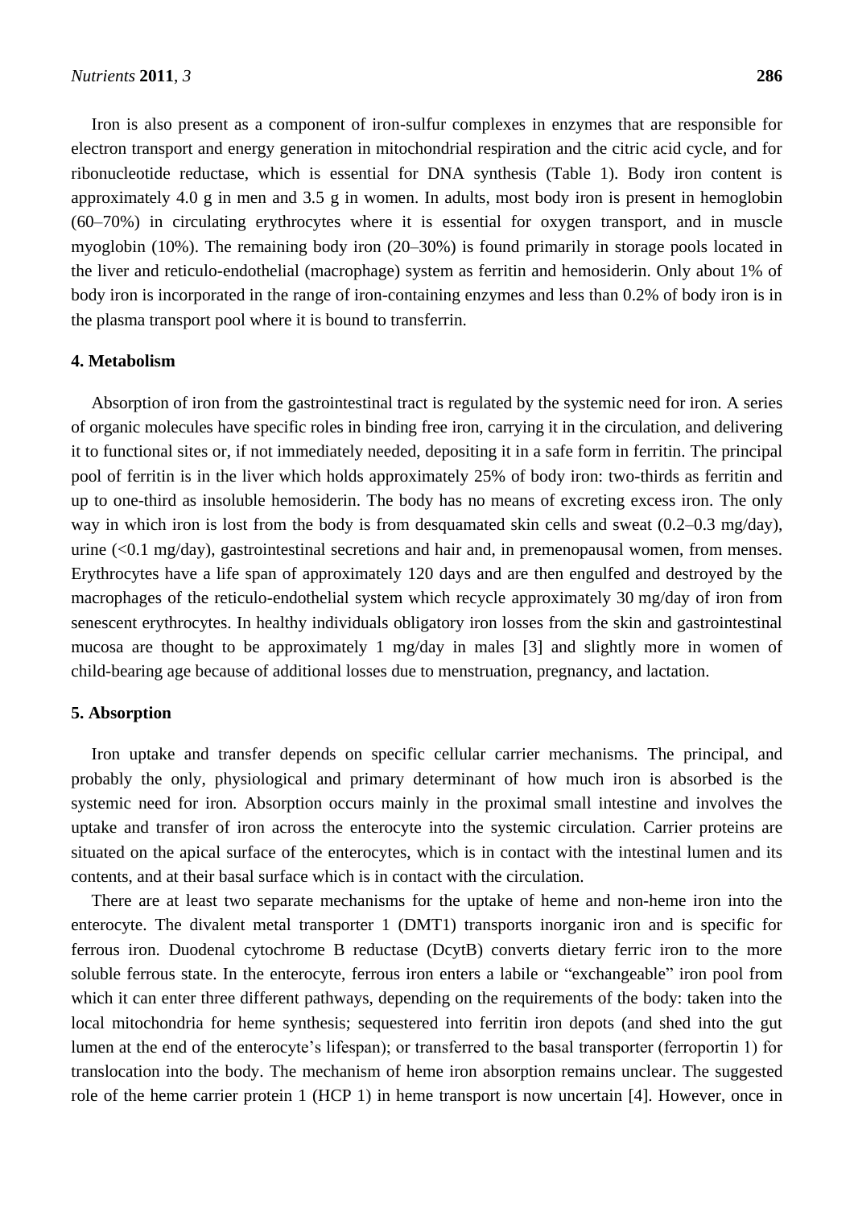Iron is also present as a component of iron-sulfur complexes in enzymes that are responsible for electron transport and energy generation in mitochondrial respiration and the citric acid cycle, and for ribonucleotide reductase, which is essential for DNA synthesis (Table 1). Body iron content is approximately 4.0 g in men and 3.5 g in women. In adults, most body iron is present in hemoglobin (60–70%) in circulating erythrocytes where it is essential for oxygen transport, and in muscle myoglobin (10%). The remaining body iron (20–30%) is found primarily in storage pools located in the liver and reticulo-endothelial (macrophage) system as ferritin and hemosiderin. Only about 1% of body iron is incorporated in the range of iron-containing enzymes and less than 0.2% of body iron is in the plasma transport pool where it is bound to transferrin.

## 4. Metabolism

Absorption of iron from the gastrointestinal tract is regulated by the systemic need for iron. A series of organic molecules have specific roles in binding free iron, carrying it in the circulation, and delivering it to functional sites or, if not immediately needed, depositing it in a safe form in ferritin. The principal pool of ferritin is in the liver which holds approximately 25% of body iron: two-thirds as ferritin and up to one-third as insoluble hemosiderin. The body has no means of excreting excess iron. The only way in which iron is lost from the body is from desquamated skin cells and sweat (0.2–0.3 mg/day), urine (<0.1 mg/day), gastrointestinal secretions and hair and, in premenopausal women, from menses. Erythrocytes have a life span of approximately 120 days and are then engulfed and destroyed by the macrophages of the reticulo-endothelial system which recycle approximately 30 mg/day of iron from senescent erythrocytes. In healthy individuals obligatory iron losses from the skin and gastrointestinal mucosa are thought to be approximately 1 mg/day in males [3] and slightly more in women of child-bearing age because of additional losses due to menstruation, pregnancy, and lactation.

## 5. Absorption

Iron uptake and transfer depends on specific cellular carrier mechanisms. The principal, and probably the only, physiological and primary determinant of how much iron is absorbed is the systemic need for iron. Absorption occurs mainly in the proximal small intestine and involves the uptake and transfer of iron across the enterocyte into the systemic circulation. Carrier proteins are situated on the apical surface of the enterocytes, which is in contact with the intestinal lumen and its contents, and at their basal surface which is in contact with the circulation.

There are at least two separate mechanisms for the uptake of heme and non-heme iron into the enterocyte. The divalent metal transporter 1 (DMT1) transports inorganic iron and is specific for ferrous iron. Duodenal cytochrome B reductase (DcytB) converts dietary ferric iron to the more soluble ferrous state. In the enterocyte, ferrous iron enters a labile or "exchangeable" iron pool from which it can enter three different pathways, depending on the requirements of the body: taken into the local mitochondria for heme synthesis; sequestered into ferritin iron depots (and shed into the gut lumen at the end of the enterocyte's lifespan); or transferred to the basal transporter (ferroportin 1) for translocation into the body. The mechanism of heme iron absorption remains unclear. The suggested role of the heme carrier protein 1 (HCP 1) in heme transport is now uncertain [4]. However, once in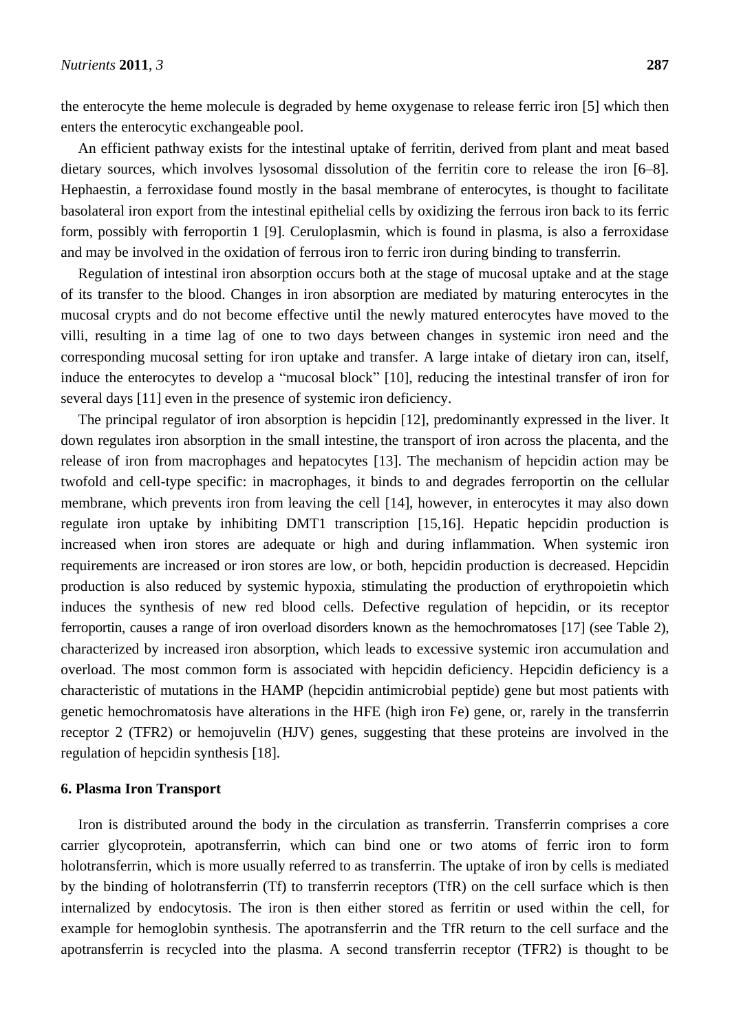the enterocyte the heme molecule is degraded by heme oxygenase to release ferric iron [5] which then enters the enterocytic exchangeable pool.

An efficient pathway exists for the intestinal uptake of ferritin, derived from plant and meat based dietary sources, which involves lysosomal dissolution of the ferritin core to release the iron [6–8]. Hephaestin, a ferroxidase found mostly in the basal membrane of enterocytes, is thought to facilitate basolateral iron export from the intestinal epithelial cells by oxidizing the ferrous iron back to its ferric form, possibly with ferroportin 1 [9]. Ceruloplasmin, which is found in plasma, is also a ferroxidase and may be involved in the oxidation of ferrous iron to ferric iron during binding to transferrin.

Regulation of intestinal iron absorption occurs both at the stage of mucosal uptake and at the stage of its transfer to the blood. Changes in iron absorption are mediated by maturing enterocytes in the mucosal crypts and do not become effective until the newly matured enterocytes have moved to the villi, resulting in a time lag of one to two days between changes in systemic iron need and the corresponding mucosal setting for iron uptake and transfer. A large intake of dietary iron can, itself, induce the enterocytes to develop a "mucosal block" [10], reducing the intestinal transfer of iron for several days [11] even in the presence of systemic iron deficiency.

The principal regulator of iron absorption is hepcidin [12], predominantly expressed in the liver. It down regulates iron absorption in the small intestine, the transport of iron across the placenta, and the release of iron from macrophages and hepatocytes [13]. The mechanism of hepcidin action may be twofold and cell-type specific: in macrophages, it binds to and degrades ferroportin on the cellular membrane, which prevents iron from leaving the cell [14], however, in enterocytes it may also down regulate iron uptake by inhibiting DMT1 transcription [15,16]. Hepatic hepcidin production is increased when iron stores are adequate or high and during inflammation. When systemic iron requirements are increased or iron stores are low, or both, hepcidin production is decreased. Hepcidin production is also reduced by systemic hypoxia, stimulating the production of erythropoietin which induces the synthesis of new red blood cells. Defective regulation of hepcidin, or its receptor ferroportin, causes a range of iron overload disorders known as the hemochromatoses [17] (see Table 2), characterized by increased iron absorption, which leads to excessive systemic iron accumulation and overload. The most common form is associated with hepcidin deficiency. Hepcidin deficiency is a characteristic of mutations in the HAMP (hepcidin antimicrobial peptide) gene but most patients with genetic hemochromatosis have alterations in the HFE (high iron Fe) gene, or, rarely in the transferrin receptor 2 (TFR2) or hemojuvelin (HJV) genes, suggesting that these proteins are involved in the regulation of hepcidin synthesis [18].

## 6. Plasma Iron Transport

Iron is distributed around the body in the circulation as transferrin. Transferrin comprises a core carrier glycoprotein, apotransferrin, which can bind one or two atoms of ferric iron to form holotransferrin, which is more usually referred to as transferrin. The uptake of iron by cells is mediated by the binding of holotransferrin (Tf) to transferrin receptors (TfR) on the cell surface which is then internalized by endocytosis. The iron is then either stored as ferritin or used within the cell, for example for hemoglobin synthesis. The apotransferrin and the TfR return to the cell surface and the apotransferrin is recycled into the plasma. A second transferrin receptor (TFR2) is thought to be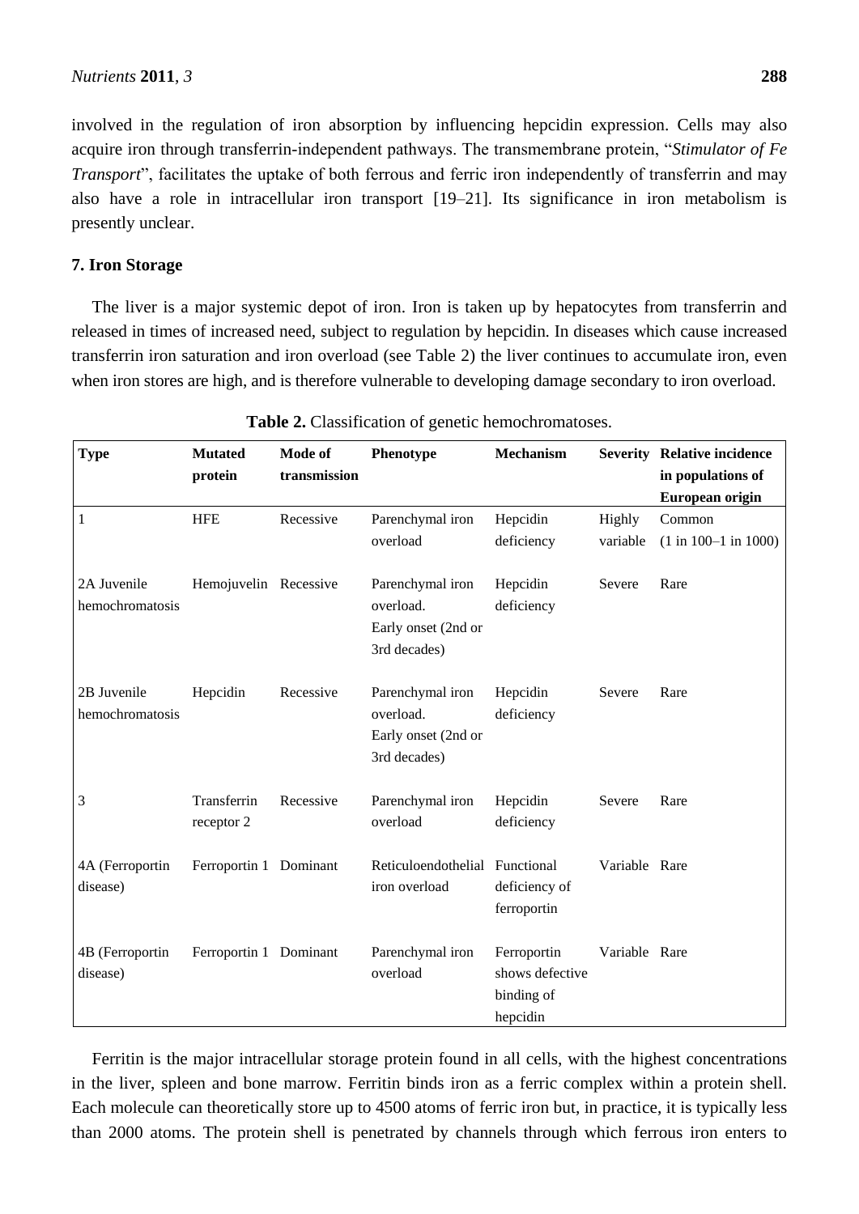involved in the regulation of iron absorption by influencing hepcidin expression. Cells may also acquire iron through transferrin-independent pathways. The transmembrane protein, "*Stimulator of Fe Transport*", facilitates the uptake of both ferrous and ferric iron independently of transferrin and may also have a role in intracellular iron transport [19–21]. Its significance in iron metabolism is presently unclear.

## 7. Iron Storage

The liver is a major systemic depot of iron. Iron is taken up by hepatocytes from transferrin and released in times of increased need, subject to regulation by hepcidin. In diseases which cause increased transferrin iron saturation and iron overload (see Table 2) the liver continues to accumulate iron, even when iron stores are high, and is therefore vulnerable to developing damage secondary to iron overload.

**Table 2.** Classification of genetic hemochromatoses.

| Type | Mutated protein | Mode of transmission | Phenotype | Mechanism | Severity | Relative incidence in populations of European origin |
|---|---|---|---|---|---|---|
| 1 | HFE | Recessive | Parenchymal iron overload | Hepcidin deficiency | Highly variable | Common (1 in 100–1 in 1000) |
| 2A Juvenile hemochromatosis | Hemojuvelin | Recessive | Parenchymal iron overload. Early onset (2nd or 3rd decades) | Hepcidin deficiency | Severe | Rare |
| 2B Juvenile hemochromatosis | Hepcidin | Recessive | Parenchymal iron overload. Early onset (2nd or 3rd decades) | Hepcidin deficiency | Severe | Rare |
| 3 | Transferrin receptor 2 | Recessive | Parenchymal iron overload | Hepcidin deficiency | Severe | Rare |
| 4A (Ferroportin disease) | Ferroportin 1 | Dominant | Reticuloendothelial iron overload | Functional deficiency of ferroportin | Variable | Rare |
| 4B (Ferroportin disease) | Ferroportin 1 | Dominant | Parenchymal iron overload | Ferroportin shows defective binding of hepcidin | Variable | Rare |

Ferritin is the major intracellular storage protein found in all cells, with the highest concentrations in the liver, spleen and bone marrow. Ferritin binds iron as a ferric complex within a protein shell. Each molecule can theoretically store up to 4500 atoms of ferric iron but, in practice, it is typically less than 2000 atoms. The protein shell is penetrated by channels through which ferrous iron enters to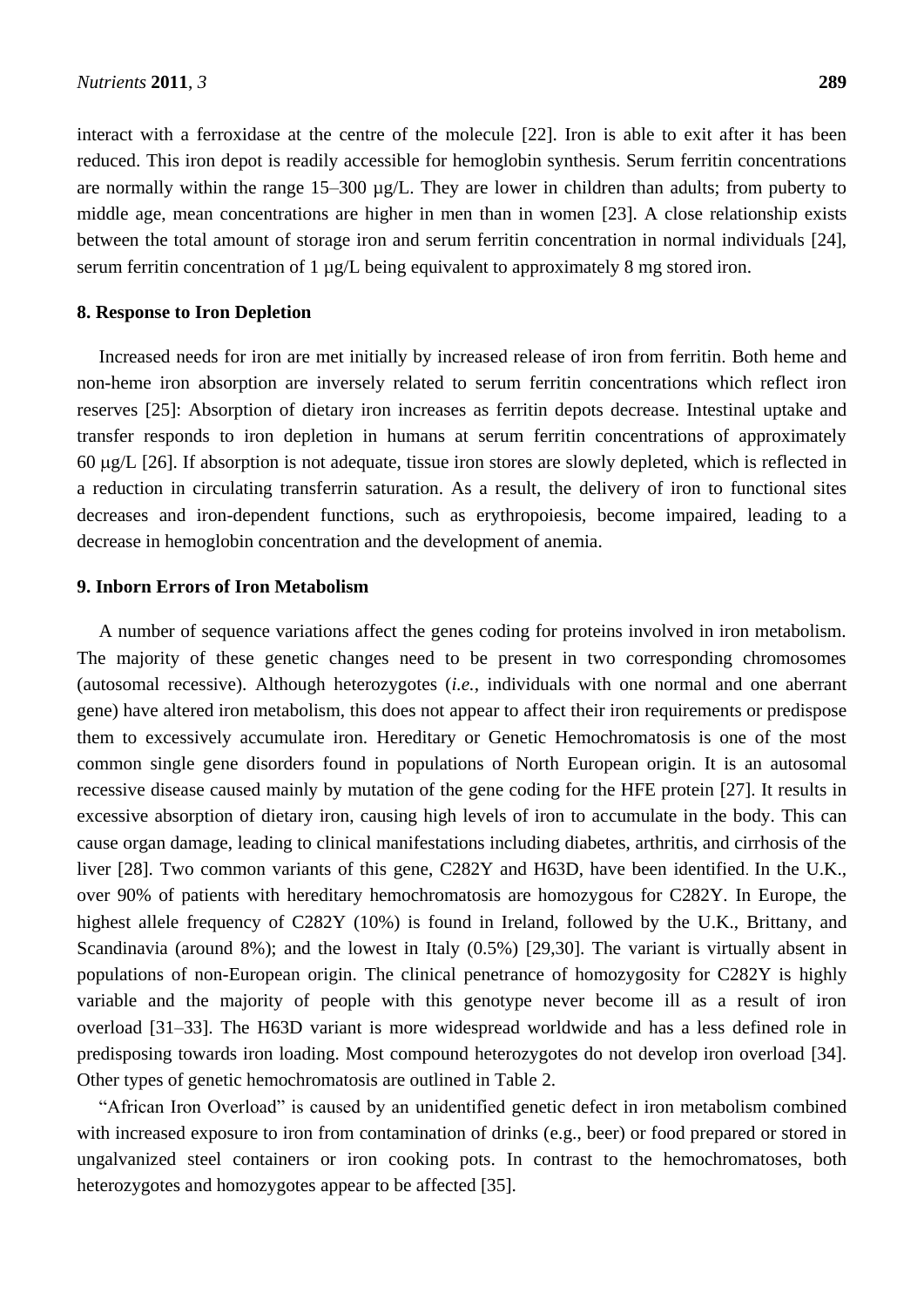interact with a ferroxidase at the centre of the molecule [22]. Iron is able to exit after it has been reduced. This iron depot is readily accessible for hemoglobin synthesis. Serum ferritin concentrations are normally within the range 15–300 µg/L. They are lower in children than adults; from puberty to middle age, mean concentrations are higher in men than in women [23]. A close relationship exists between the total amount of storage iron and serum ferritin concentration in normal individuals [24], serum ferritin concentration of 1 µg/L being equivalent to approximately 8 mg stored iron.

## 8. Response to Iron Depletion

Increased needs for iron are met initially by increased release of iron from ferritin. Both heme and non-heme iron absorption are inversely related to serum ferritin concentrations which reflect iron reserves [25]: Absorption of dietary iron increases as ferritin depots decrease. Intestinal uptake and transfer responds to iron depletion in humans at serum ferritin concentrations of approximately 60 µg/L [26]. If absorption is not adequate, tissue iron stores are slowly depleted, which is reflected in a reduction in circulating transferrin saturation. As a result, the delivery of iron to functional sites decreases and iron-dependent functions, such as erythropoiesis, become impaired, leading to a decrease in hemoglobin concentration and the development of anemia.

## 9. Inborn Errors of Iron Metabolism

A number of sequence variations affect the genes coding for proteins involved in iron metabolism. The majority of these genetic changes need to be present in two corresponding chromosomes (autosomal recessive). Although heterozygotes (*i.e.*, individuals with one normal and one aberrant gene) have altered iron metabolism, this does not appear to affect their iron requirements or predispose them to excessively accumulate iron. Hereditary or Genetic Hemochromatosis is one of the most common single gene disorders found in populations of North European origin. It is an autosomal recessive disease caused mainly by mutation of the gene coding for the HFE protein [27]. It results in excessive absorption of dietary iron, causing high levels of iron to accumulate in the body. This can cause organ damage, leading to clinical manifestations including diabetes, arthritis, and cirrhosis of the liver [28]. Two common variants of this gene, C282Y and H63D, have been identified. In the U.K., over 90% of patients with hereditary hemochromatosis are homozygous for C282Y. In Europe, the highest allele frequency of C282Y (10%) is found in Ireland, followed by the U.K., Brittany, and Scandinavia (around 8%); and the lowest in Italy (0.5%) [29,30]. The variant is virtually absent in populations of non-European origin. The clinical penetrance of homozygosity for C282Y is highly variable and the majority of people with this genotype never become ill as a result of iron overload [31–33]. The H63D variant is more widespread worldwide and has a less defined role in predisposing towards iron loading. Most compound heterozygotes do not develop iron overload [34]. Other types of genetic hemochromatosis are outlined in Table 2.

"African Iron Overload" is caused by an unidentified genetic defect in iron metabolism combined with increased exposure to iron from contamination of drinks (e.g., beer) or food prepared or stored in ungalvanized steel containers or iron cooking pots. In contrast to the hemochromatoses, both heterozygotes and homozygotes appear to be affected [35].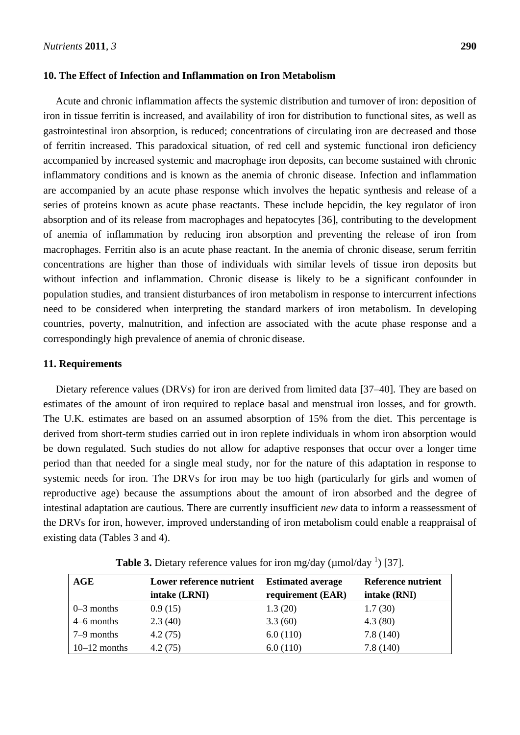## 10. The Effect of Infection and Inflammation on Iron Metabolism

Acute and chronic inflammation affects the systemic distribution and turnover of iron: deposition of iron in tissue ferritin is increased, and availability of iron for distribution to functional sites, as well as gastrointestinal iron absorption, is reduced; concentrations of circulating iron are decreased and those of ferritin increased. This paradoxical situation, of red cell and systemic functional iron deficiency accompanied by increased systemic and macrophage iron deposits, can become sustained with chronic inflammatory conditions and is known as the anemia of chronic disease. Infection and inflammation are accompanied by an acute phase response which involves the hepatic synthesis and release of a series of proteins known as acute phase reactants. These include hepcidin, the key regulator of iron absorption and of its release from macrophages and hepatocytes [36], contributing to the development of anemia of inflammation by reducing iron absorption and preventing the release of iron from macrophages. Ferritin also is an acute phase reactant. In the anemia of chronic disease, serum ferritin concentrations are higher than those of individuals with similar levels of tissue iron deposits but without infection and inflammation. Chronic disease is likely to be a significant confounder in population studies, and transient disturbances of iron metabolism in response to intercurrent infections need to be considered when interpreting the standard markers of iron metabolism. In developing countries, poverty, malnutrition, and infection are associated with the acute phase response and a correspondingly high prevalence of anemia of chronic disease.

## 11. Requirements

Dietary reference values (DRVs) for iron are derived from limited data [37–40]. They are based on estimates of the amount of iron required to replace basal and menstrual iron losses, and for growth. The U.K. estimates are based on an assumed absorption of 15% from the diet. This percentage is derived from short-term studies carried out in iron replete individuals in whom iron absorption would be down regulated. Such studies do not allow for adaptive responses that occur over a longer time period than that needed for a single meal study, nor for the nature of this adaptation in response to systemic needs for iron. The DRVs for iron may be too high (particularly for girls and women of reproductive age) because the assumptions about the amount of iron absorbed and the degree of intestinal adaptation are cautious. There are currently insufficient *new* data to inform a reassessment of the DRVs for iron, however, improved understanding of iron metabolism could enable a reappraisal of existing data (Tables 3 and 4).

**Table 3.** Dietary reference values for iron mg/day (μmol/day [1]) [37].

| AGE | Lower reference nutrient intake (LRNI) | Estimated average requirement (EAR) | Reference nutrient intake (RNI) |
|---|---|---|---|
| 0–3 months | 0.9 (15) | 1.3 (20) | 1.7 (30) |
| 4–6 months | 2.3 (40) | 3.3 (60) | 4.3 (80) |
| 7–9 months | 4.2 (75) | 6.0 (110) | 7.8 (140) |
| 10–12 months | 4.2 (75) | 6.0 (110) | 7.8 (140) |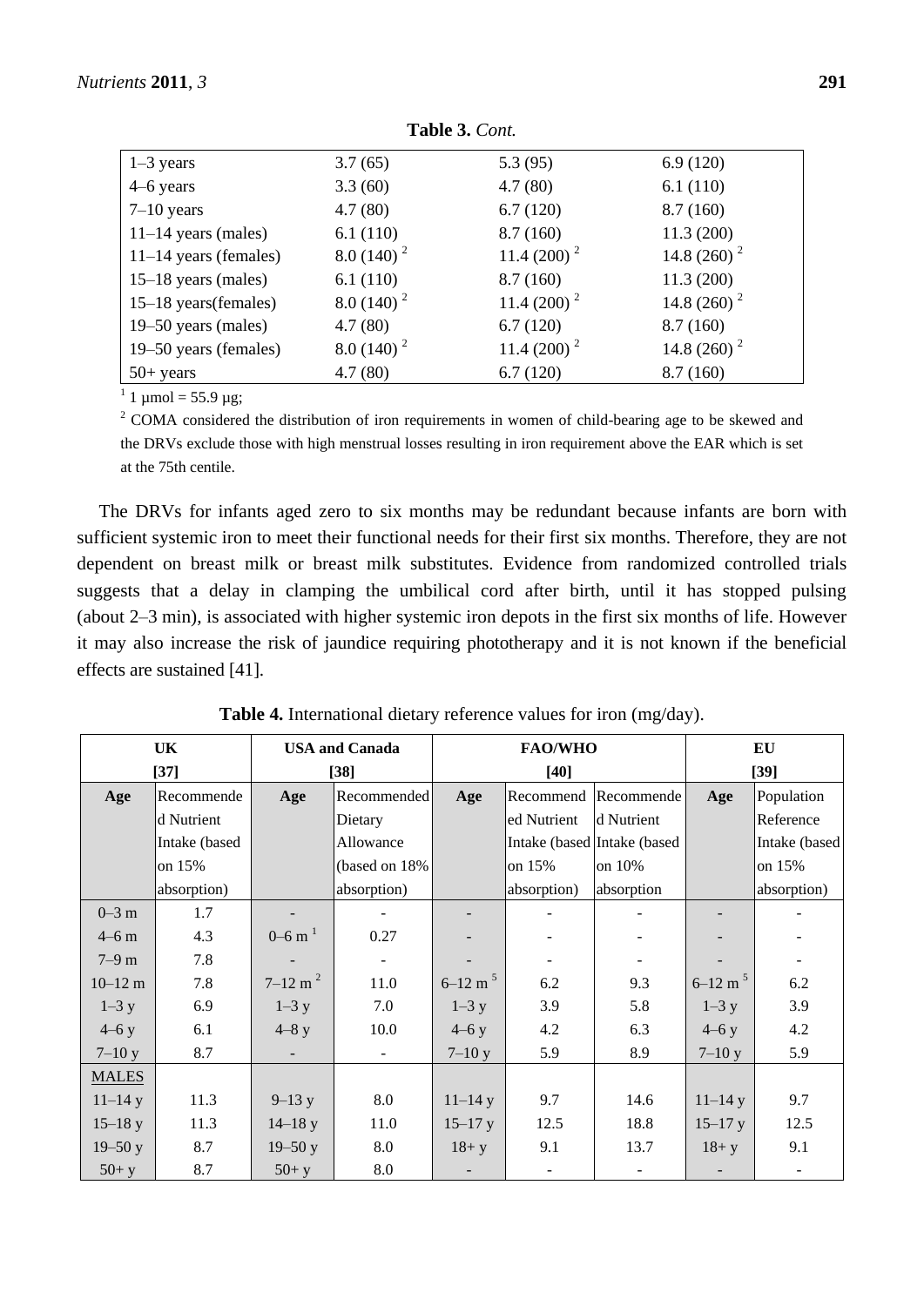**Table 3.** *Cont.*

| | | | |
|---|---|---|---|
| 1–3 years | 3.7 (65) | 5.3 (95) | 6.9 (120) |
| 4–6 years | 3.3 (60) | 4.7 (80) | 6.1 (110) |
| 7–10 years | 4.7 (80) | 6.7 (120) | 8.7 (160) |
| 11–14 years (males) | 6.1 (110) | 8.7 (160) | 11.3 (200) |
| 11–14 years (females) | 8.0 (140) [2] | 11.4 (200) [2] | 14.8 (260) [2] |
| 15–18 years (males) | 6.1 (110) | 8.7 (160) | 11.3 (200) |
| 15–18 years(females) | 8.0 (140) [2] | 11.4 (200) [2] | 14.8 (260) [2] |
| 19–50 years (males) | 4.7 (80) | 6.7 (120) | 8.7 (160) |
| 19–50 years (females) | 8.0 (140) [2] | 11.4 (200) [2] | 14.8 (260) [2] |
| 50+ years | 4.7 (80) | 6.7 (120) | 8.7 (160) |

[1] 1 μmol = 55.9 μg;

[2] COMA considered the distribution of iron requirements in women of child-bearing age to be skewed and the DRVs exclude those with high menstrual losses resulting in iron requirement above the EAR which is set at the 75th centile.

The DRVs for infants aged zero to six months may be redundant because infants are born with sufficient systemic iron to meet their functional needs for their first six months. Therefore, they are not dependent on breast milk or breast milk substitutes. Evidence from randomized controlled trials suggests that a delay in clamping the umbilical cord after birth, until it has stopped pulsing (about 2–3 min), is associated with higher systemic iron depots in the first six months of life. However it may also increase the risk of jaundice requiring phototherapy and it is not known if the beneficial effects are sustained [41].

**Table 4.** International dietary reference values for iron (mg/day).

| UK [37] | | USA and Canada [38] | | FAO/WHO [40] | | | EU [39] | |
|---|---|---|---|---|---|---|---|---|
| Age | Recommended Nutrient Intake (based on 15% absorption) | Age | Recommended Dietary Allowance (based on 18% absorption) | Age | Recommended Nutrient Intake (based on 15% absorption) | Recommended Nutrient Intake (based on 10% absorption | Age | Population Reference Intake (based on 15% absorption) |
| 0–3 m | 1.7 | - | - | - | - | - | - | - |
| 4–6 m | 4.3 | 0–6 m [1] | 0.27 | - | - | - | - | - |
| 7–9 m | 7.8 | - | - | - | - | - | - | - |
| 10–12 m | 7.8 | 7–12 m [2] | 11.0 | 6–12 m [5] | 6.2 | 9.3 | 6–12 m [5] | 6.2 |
| 1–3 y | 6.9 | 1–3 y | 7.0 | 1–3 y | 3.9 | 5.8 | 1–3 y | 3.9 |
| 4–6 y | 6.1 | 4–8 y | 10.0 | 4–6 y | 4.2 | 6.3 | 4–6 y | 4.2 |
| 7–10 y | 8.7 | - | - | 7–10 y | 5.9 | 8.9 | 7–10 y | 5.9 |
| MALES | | | | | | | | |
| 11–14 y | 11.3 | 9–13 y | 8.0 | 11–14 y | 9.7 | 14.6 | 11–14 y | 9.7 |
| 15–18 y | 11.3 | 14–18 y | 11.0 | 15–17 y | 12.5 | 18.8 | 15–17 y | 12.5 |
| 19–50 y | 8.7 | 19–50 y | 8.0 | 18+ y | 9.1 | 13.7 | 18+ y | 9.1 |
| 50+ y | 8.7 | 50+ y | 8.0 | - | - | - | - | - |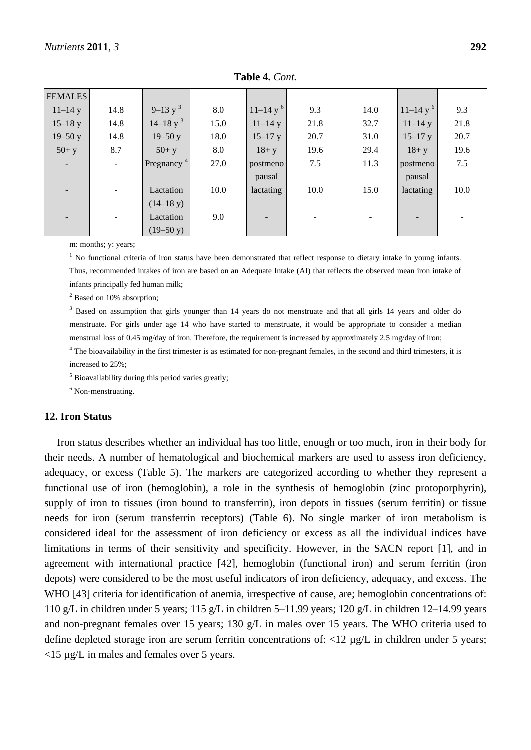**Table 4.** *Cont.*

| FEMALES | | | | | | | | |
|---|---|---|---|---|---|---|---|---|
| 11–14 y | 14.8 | 9–13 y [3] | 8.0 | 11–14 y [6] | 9.3 | 14.0 | 11–14 y [6] | 9.3 |
| 15–18 y | 14.8 | 14–18 y [3] | 15.0 | 11–14 y | 21.8 | 32.7 | 11–14 y | 21.8 |
| 19–50 y | 14.8 | 19–50 y | 18.0 | 15–17 y | 20.7 | 31.0 | 15–17 y | 20.7 |
| 50+ y | 8.7 | 50+ y | 8.0 | 18+ y | 19.6 | 29.4 | 18+ y | 19.6 |
| - | - | Pregnancy [4] | 27.0 | postmenopausal | 7.5 | 11.3 | postmenopausal | 7.5 |
| - | - | Lactation (14–18 y) | 10.0 | lactating | 10.0 | 15.0 | lactating | 10.0 |
| - | - | Lactation (19–50 y) | 9.0 | - | - | - | - | - |

m: months; y: years;

[1] No functional criteria of iron status have been demonstrated that reflect response to dietary intake in young infants. Thus, recommended intakes of iron are based on an Adequate Intake (AI) that reflects the observed mean iron intake of infants principally fed human milk;

[2] Based on 10% absorption;

[3] Based on assumption that girls younger than 14 years do not menstruate and that all girls 14 years and older do menstruate. For girls under age 14 who have started to menstruate, it would be appropriate to consider a median menstrual loss of 0.45 mg/day of iron. Therefore, the requirement is increased by approximately 2.5 mg/day of iron;

[4] The bioavailability in the first trimester is as estimated for non-pregnant females, in the second and third trimesters, it is increased to 25%;

[5] Bioavailability during this period varies greatly;

[6] Non-menstruating.

## 12. Iron Status

Iron status describes whether an individual has too little, enough or too much, iron in their body for their needs. A number of hematological and biochemical markers are used to assess iron deficiency, adequacy, or excess (Table 5). The markers are categorized according to whether they represent a functional use of iron (hemoglobin), a role in the synthesis of hemoglobin (zinc protoporphyrin), supply of iron to tissues (iron bound to transferrin), iron depots in tissues (serum ferritin) or tissue needs for iron (serum transferrin receptors) (Table 6). No single marker of iron metabolism is considered ideal for the assessment of iron deficiency or excess as all the individual indices have limitations in terms of their sensitivity and specificity. However, in the SACN report [1], and in agreement with international practice [42], hemoglobin (functional iron) and serum ferritin (iron depots) were considered to be the most useful indicators of iron deficiency, adequacy, and excess. The WHO [43] criteria for identification of anemia, irrespective of cause, are; hemoglobin concentrations of: 110 g/L in children under 5 years; 115 g/L in children 5–11.99 years; 120 g/L in children 12–14.99 years and non-pregnant females over 15 years; 130 g/L in males over 15 years. The WHO criteria used to define depleted storage iron are serum ferritin concentrations of: <12 µg/L in children under 5 years; <15 µg/L in males and females over 5 years.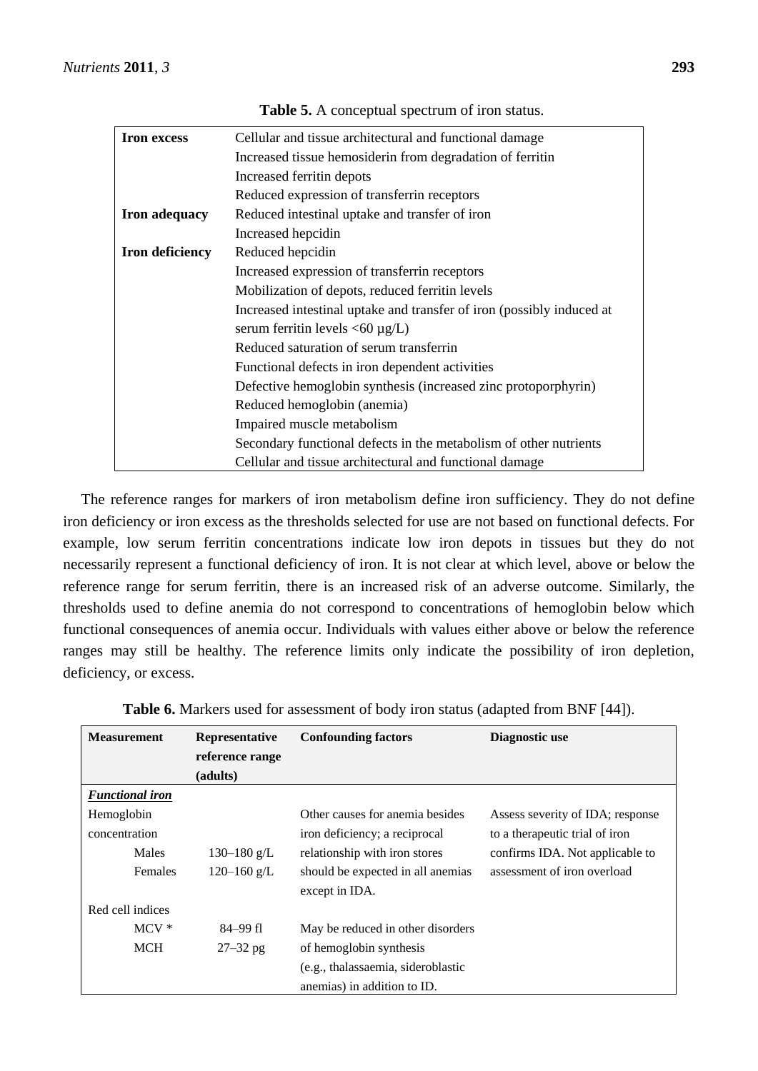**Table 5.** A conceptual spectrum of iron status.

| | |
|---|---|
| **Iron excess** | Cellular and tissue architectural and functional damage |
| | Increased tissue hemosiderin from degradation of ferritin |
| | Increased ferritin depots |
| | Reduced expression of transferrin receptors |
| **Iron adequacy** | Reduced intestinal uptake and transfer of iron |
| | Increased hepcidin |
| **Iron deficiency** | Reduced hepcidin |
| | Increased expression of transferrin receptors |
| | Mobilization of depots, reduced ferritin levels |
| | Increased intestinal uptake and transfer of iron (possibly induced at serum ferritin levels <60 µg/L) |
| | Reduced saturation of serum transferrin |
| | Functional defects in iron dependent activities |
| | Defective hemoglobin synthesis (increased zinc protoporphyrin) |
| | Reduced hemoglobin (anemia) |
| | Impaired muscle metabolism |
| | Secondary functional defects in the metabolism of other nutrients |
| | Cellular and tissue architectural and functional damage |

The reference ranges for markers of iron metabolism define iron sufficiency. They do not define iron deficiency or iron excess as the thresholds selected for use are not based on functional defects. For example, low serum ferritin concentrations indicate low iron depots in tissues but they do not necessarily represent a functional deficiency of iron. It is not clear at which level, above or below the reference range for serum ferritin, there is an increased risk of an adverse outcome. Similarly, the thresholds used to define anemia do not correspond to concentrations of hemoglobin below which functional consequences of anemia occur. Individuals with values either above or below the reference ranges may still be healthy. The reference limits only indicate the possibility of iron depletion, deficiency, or excess.

**Table 6.** Markers used for assessment of body iron status (adapted from BNF [44]).

| Measurement | Representative reference range (adults) | Confounding factors | Diagnostic use |
|---|---|---|---|
| ***Functional iron*** | | | |
| Hemoglobin concentration | | Other causes for anemia besides iron deficiency; a reciprocal relationship with iron stores should be expected in all anemias except in IDA. | Assess severity of IDA; response to a therapeutic trial of iron confirms IDA. Not applicable to assessment of iron overload |
| Males | 130–180 g/L | | |
| Females | 120–160 g/L | | |
| Red cell indices | | | |
| MCV * | 84–99 fl | May be reduced in other disorders of hemoglobin synthesis (e.g., thalassaemia, sideroblastic anemias) in addition to ID. | |
| MCH | 27–32 pg | | |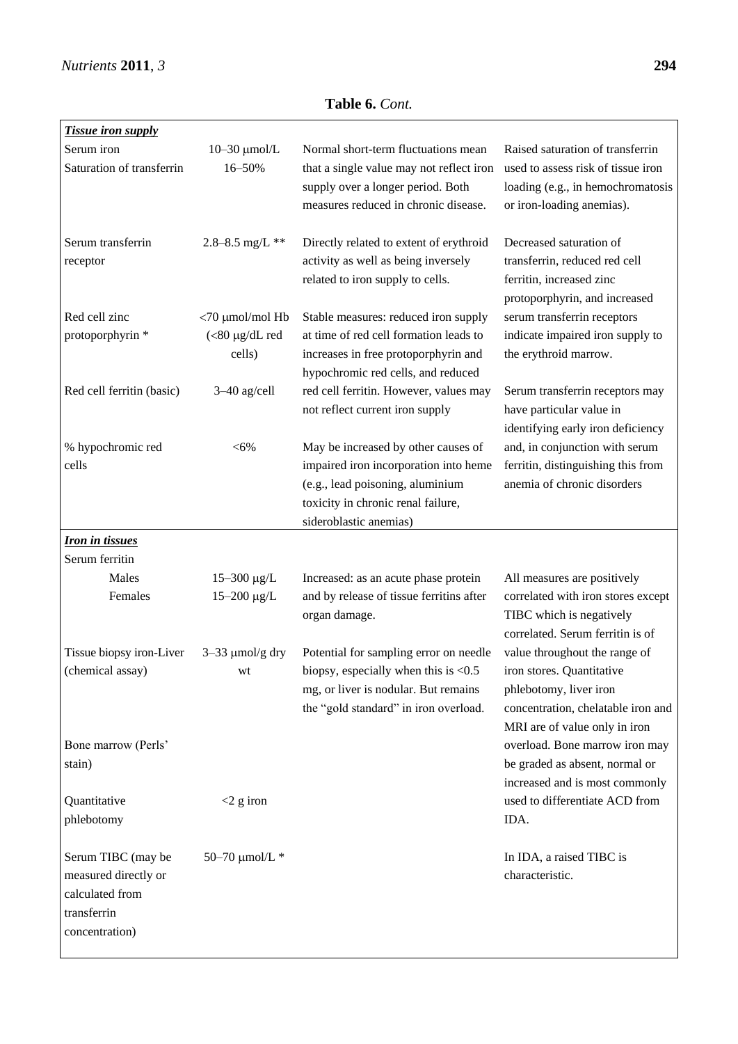**Table 6.** *Cont.*

| | | | |
|---|---|---|---|
| ***Tissue iron supply*** | | | |
| Serum iron<br>Saturation of transferrin | 10–30 μmol/L<br>16–50% | Normal short-term fluctuations mean that a single value may not reflect iron supply over a longer period. Both measures reduced in chronic disease. | Raised saturation of transferrin used to assess risk of tissue iron loading (e.g., in hemochromatosis or iron-loading anemias). |
| Serum transferrin receptor | 2.8–8.5 mg/L ** | Directly related to extent of erythroid activity as well as being inversely related to iron supply to cells. | Decreased saturation of transferrin, reduced red cell ferritin, increased zinc protoporphyrin, and increased serum transferrin receptors indicate impaired iron supply to the erythroid marrow. |
| Red cell zinc protoporphyrin * | <70 μmol/mol Hb (<80 μg/dL red cells) | Stable measures: reduced iron supply at time of red cell formation leads to increases in free protoporphyrin and hypochromic red cells, and reduced red cell ferritin. However, values may not reflect current iron supply | |
| Red cell ferritin (basic) | 3–40 ag/cell | | Serum transferrin receptors may have particular value in identifying early iron deficiency and, in conjunction with serum ferritin, distinguishing this from anemia of chronic disorders |
| % hypochromic red cells | <6% | May be increased by other causes of impaired iron incorporation into heme (e.g., lead poisoning, aluminium toxicity in chronic renal failure, sideroblastic anemias) | |
| ***Iron in tissues*** | | | |
| Serum ferritin | | | |
| Males<br>Females | 15–300 μg/L<br>15–200 μg/L | Increased: as an acute phase protein and by release of tissue ferritins after organ damage. | All measures are positively correlated with iron stores except TIBC which is negatively correlated. Serum ferritin is of value throughout the range of iron stores. Quantitative phlebotomy, liver iron concentration, chelatable iron and MRI are of value only in iron overload. Bone marrow iron may be graded as absent, normal or increased and is most commonly used to differentiate ACD from IDA. |
| Tissue biopsy iron-Liver (chemical assay) | 3–33 μmol/g dry wt | Potential for sampling error on needle biopsy, especially when this is <0.5 mg, or liver is nodular. But remains the "gold standard" in iron overload. | |
| Bone marrow (Perls' stain) | | | |
| Quantitative phlebotomy | <2 g iron | | |
| Serum TIBC (may be measured directly or calculated from transferrin concentration) | 50–70 μmol/L * | | In IDA, a raised TIBC is characteristic. |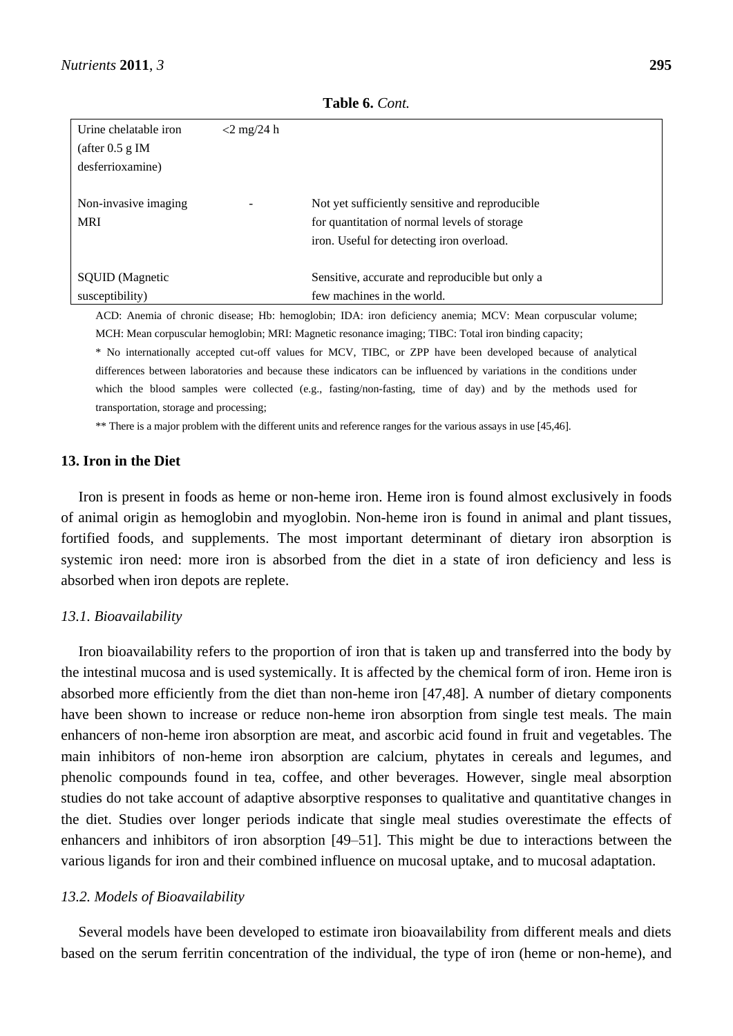**Table 6.** *Cont.*

| | | |
|---|---|---|
| Urine chelatable iron (after 0.5 g IM desferrioxamine) | <2 mg/24 h | |
| Non-invasive imaging MRI | - | Not yet sufficiently sensitive and reproducible for quantitation of normal levels of storage iron. Useful for detecting iron overload. |
| SQUID (Magnetic susceptibility) | | Sensitive, accurate and reproducible but only a few machines in the world. |

ACD: Anemia of chronic disease; Hb: hemoglobin; IDA: iron deficiency anemia; MCV: Mean corpuscular volume; MCH: Mean corpuscular hemoglobin; MRI: Magnetic resonance imaging; TIBC: Total iron binding capacity;

* No internationally accepted cut-off values for MCV, TIBC, or ZPP have been developed because of analytical differences between laboratories and because these indicators can be influenced by variations in the conditions under which the blood samples were collected (e.g., fasting/non-fasting, time of day) and by the methods used for transportation, storage and processing;

** There is a major problem with the different units and reference ranges for the various assays in use [45,46].

## 13. Iron in the Diet

Iron is present in foods as heme or non-heme iron. Heme iron is found almost exclusively in foods of animal origin as hemoglobin and myoglobin. Non-heme iron is found in animal and plant tissues, fortified foods, and supplements. The most important determinant of dietary iron absorption is systemic iron need: more iron is absorbed from the diet in a state of iron deficiency and less is absorbed when iron depots are replete.

### *13.1. Bioavailability*

Iron bioavailability refers to the proportion of iron that is taken up and transferred into the body by the intestinal mucosa and is used systemically. It is affected by the chemical form of iron. Heme iron is absorbed more efficiently from the diet than non-heme iron [47,48]. A number of dietary components have been shown to increase or reduce non-heme iron absorption from single test meals. The main enhancers of non-heme iron absorption are meat, and ascorbic acid found in fruit and vegetables. The main inhibitors of non-heme iron absorption are calcium, phytates in cereals and legumes, and phenolic compounds found in tea, coffee, and other beverages. However, single meal absorption studies do not take account of adaptive absorptive responses to qualitative and quantitative changes in the diet. Studies over longer periods indicate that single meal studies overestimate the effects of enhancers and inhibitors of iron absorption [49–51]. This might be due to interactions between the various ligands for iron and their combined influence on mucosal uptake, and to mucosal adaptation.

### *13.2. Models of Bioavailability*

Several models have been developed to estimate iron bioavailability from different meals and diets based on the serum ferritin concentration of the individual, the type of iron (heme or non-heme), and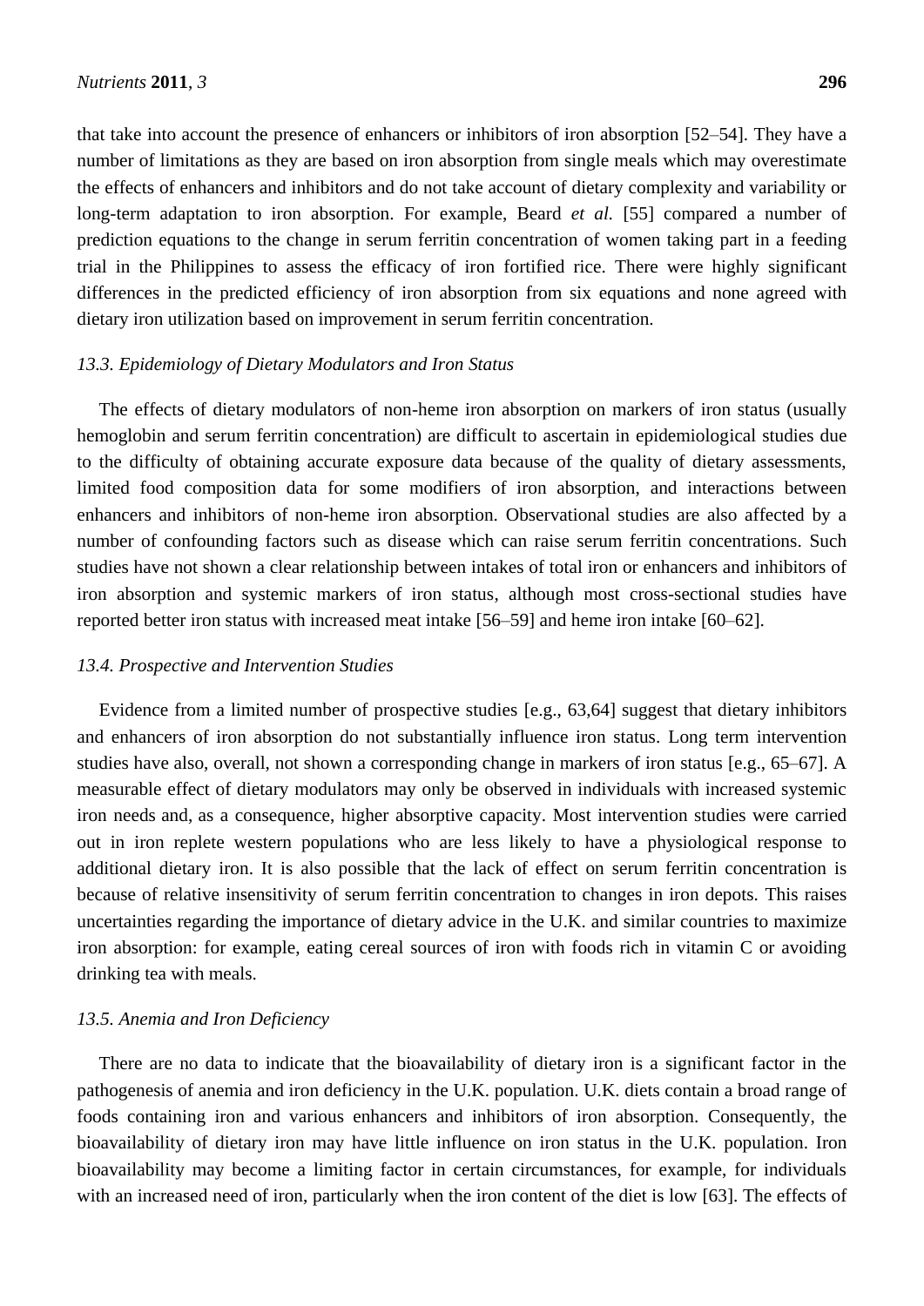that take into account the presence of enhancers or inhibitors of iron absorption [52–54]. They have a number of limitations as they are based on iron absorption from single meals which may overestimate the effects of enhancers and inhibitors and do not take account of dietary complexity and variability or long-term adaptation to iron absorption. For example, Beard *et al.* [55] compared a number of prediction equations to the change in serum ferritin concentration of women taking part in a feeding trial in the Philippines to assess the efficacy of iron fortified rice. There were highly significant differences in the predicted efficiency of iron absorption from six equations and none agreed with dietary iron utilization based on improvement in serum ferritin concentration.

### *13.3. Epidemiology of Dietary Modulators and Iron Status*

The effects of dietary modulators of non-heme iron absorption on markers of iron status (usually hemoglobin and serum ferritin concentration) are difficult to ascertain in epidemiological studies due to the difficulty of obtaining accurate exposure data because of the quality of dietary assessments, limited food composition data for some modifiers of iron absorption, and interactions between enhancers and inhibitors of non-heme iron absorption. Observational studies are also affected by a number of confounding factors such as disease which can raise serum ferritin concentrations. Such studies have not shown a clear relationship between intakes of total iron or enhancers and inhibitors of iron absorption and systemic markers of iron status, although most cross-sectional studies have reported better iron status with increased meat intake [56–59] and heme iron intake [60–62].

### *13.4. Prospective and Intervention Studies*

Evidence from a limited number of prospective studies [e.g., 63,64] suggest that dietary inhibitors and enhancers of iron absorption do not substantially influence iron status. Long term intervention studies have also, overall, not shown a corresponding change in markers of iron status [e.g., 65–67]. A measurable effect of dietary modulators may only be observed in individuals with increased systemic iron needs and, as a consequence, higher absorptive capacity. Most intervention studies were carried out in iron replete western populations who are less likely to have a physiological response to additional dietary iron. It is also possible that the lack of effect on serum ferritin concentration is because of relative insensitivity of serum ferritin concentration to changes in iron depots. This raises uncertainties regarding the importance of dietary advice in the U.K. and similar countries to maximize iron absorption: for example, eating cereal sources of iron with foods rich in vitamin C or avoiding drinking tea with meals.

### *13.5. Anemia and Iron Deficiency*

There are no data to indicate that the bioavailability of dietary iron is a significant factor in the pathogenesis of anemia and iron deficiency in the U.K. population. U.K. diets contain a broad range of foods containing iron and various enhancers and inhibitors of iron absorption. Consequently, the bioavailability of dietary iron may have little influence on iron status in the U.K. population. Iron bioavailability may become a limiting factor in certain circumstances, for example, for individuals with an increased need of iron, particularly when the iron content of the diet is low [63]. The effects of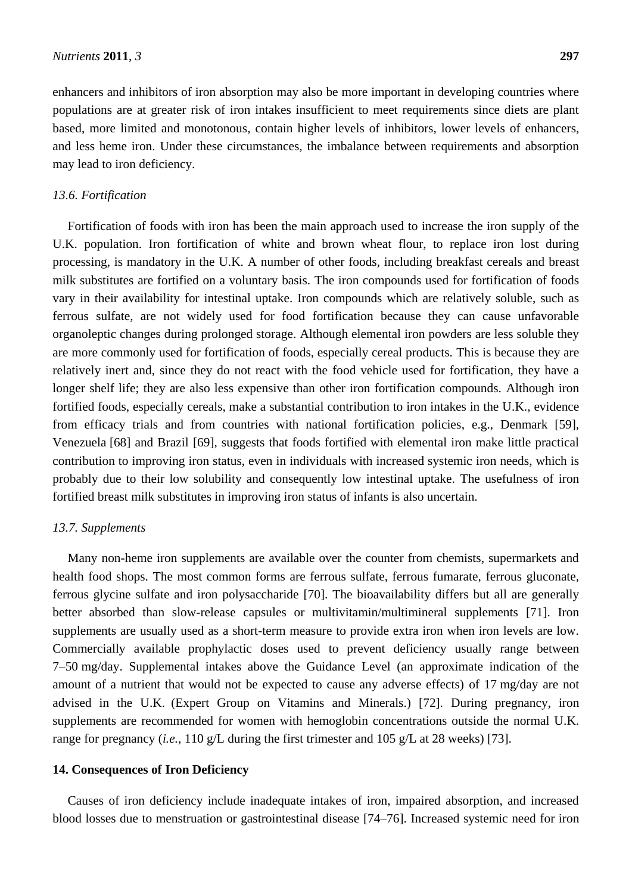enhancers and inhibitors of iron absorption may also be more important in developing countries where populations are at greater risk of iron intakes insufficient to meet requirements since diets are plant based, more limited and monotonous, contain higher levels of inhibitors, lower levels of enhancers, and less heme iron. Under these circumstances, the imbalance between requirements and absorption may lead to iron deficiency.

### *13.6. Fortification*

Fortification of foods with iron has been the main approach used to increase the iron supply of the U.K. population. Iron fortification of white and brown wheat flour, to replace iron lost during processing, is mandatory in the U.K. A number of other foods, including breakfast cereals and breast milk substitutes are fortified on a voluntary basis. The iron compounds used for fortification of foods vary in their availability for intestinal uptake. Iron compounds which are relatively soluble, such as ferrous sulfate, are not widely used for food fortification because they can cause unfavorable organoleptic changes during prolonged storage. Although elemental iron powders are less soluble they are more commonly used for fortification of foods, especially cereal products. This is because they are relatively inert and, since they do not react with the food vehicle used for fortification, they have a longer shelf life; they are also less expensive than other iron fortification compounds. Although iron fortified foods, especially cereals, make a substantial contribution to iron intakes in the U.K., evidence from efficacy trials and from countries with national fortification policies, e.g., Denmark [59], Venezuela [68] and Brazil [69], suggests that foods fortified with elemental iron make little practical contribution to improving iron status, even in individuals with increased systemic iron needs, which is probably due to their low solubility and consequently low intestinal uptake. The usefulness of iron fortified breast milk substitutes in improving iron status of infants is also uncertain.

### *13.7. Supplements*

Many non-heme iron supplements are available over the counter from chemists, supermarkets and health food shops. The most common forms are ferrous sulfate, ferrous fumarate, ferrous gluconate, ferrous glycine sulfate and iron polysaccharide [70]. The bioavailability differs but all are generally better absorbed than slow-release capsules or multivitamin/multimineral supplements [71]. Iron supplements are usually used as a short-term measure to provide extra iron when iron levels are low. Commercially available prophylactic doses used to prevent deficiency usually range between 7–50 mg/day. Supplemental intakes above the Guidance Level (an approximate indication of the amount of a nutrient that would not be expected to cause any adverse effects) of 17 mg/day are not advised in the U.K. (Expert Group on Vitamins and Minerals.) [72]. During pregnancy, iron supplements are recommended for women with hemoglobin concentrations outside the normal U.K. range for pregnancy (*i.e.*, 110 g/L during the first trimester and 105 g/L at 28 weeks) [73].

## **14. Consequences of Iron Deficiency**

Causes of iron deficiency include inadequate intakes of iron, impaired absorption, and increased blood losses due to menstruation or gastrointestinal disease [74–76]. Increased systemic need for iron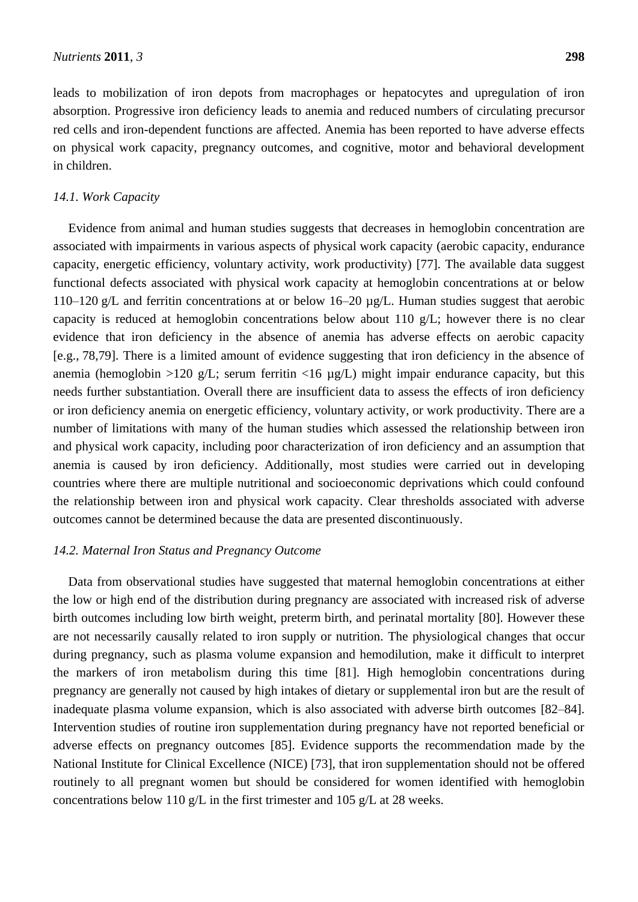leads to mobilization of iron depots from macrophages or hepatocytes and upregulation of iron absorption. Progressive iron deficiency leads to anemia and reduced numbers of circulating precursor red cells and iron-dependent functions are affected. Anemia has been reported to have adverse effects on physical work capacity, pregnancy outcomes, and cognitive, motor and behavioral development in children.

### *14.1. Work Capacity*

Evidence from animal and human studies suggests that decreases in hemoglobin concentration are associated with impairments in various aspects of physical work capacity (aerobic capacity, endurance capacity, energetic efficiency, voluntary activity, work productivity) [77]. The available data suggest functional defects associated with physical work capacity at hemoglobin concentrations at or below 110–120 g/L and ferritin concentrations at or below 16–20 µg/L. Human studies suggest that aerobic capacity is reduced at hemoglobin concentrations below about 110 g/L; however there is no clear evidence that iron deficiency in the absence of anemia has adverse effects on aerobic capacity [e.g., 78,79]. There is a limited amount of evidence suggesting that iron deficiency in the absence of anemia (hemoglobin >120 g/L; serum ferritin <16 µg/L) might impair endurance capacity, but this needs further substantiation. Overall there are insufficient data to assess the effects of iron deficiency or iron deficiency anemia on energetic efficiency, voluntary activity, or work productivity. There are a number of limitations with many of the human studies which assessed the relationship between iron and physical work capacity, including poor characterization of iron deficiency and an assumption that anemia is caused by iron deficiency. Additionally, most studies were carried out in developing countries where there are multiple nutritional and socioeconomic deprivations which could confound the relationship between iron and physical work capacity. Clear thresholds associated with adverse outcomes cannot be determined because the data are presented discontinuously.

### *14.2. Maternal Iron Status and Pregnancy Outcome*

Data from observational studies have suggested that maternal hemoglobin concentrations at either the low or high end of the distribution during pregnancy are associated with increased risk of adverse birth outcomes including low birth weight, preterm birth, and perinatal mortality [80]. However these are not necessarily causally related to iron supply or nutrition. The physiological changes that occur during pregnancy, such as plasma volume expansion and hemodilution, make it difficult to interpret the markers of iron metabolism during this time [81]. High hemoglobin concentrations during pregnancy are generally not caused by high intakes of dietary or supplemental iron but are the result of inadequate plasma volume expansion, which is also associated with adverse birth outcomes [82–84]. Intervention studies of routine iron supplementation during pregnancy have not reported beneficial or adverse effects on pregnancy outcomes [85]. Evidence supports the recommendation made by the National Institute for Clinical Excellence (NICE) [73], that iron supplementation should not be offered routinely to all pregnant women but should be considered for women identified with hemoglobin concentrations below 110 g/L in the first trimester and 105 g/L at 28 weeks.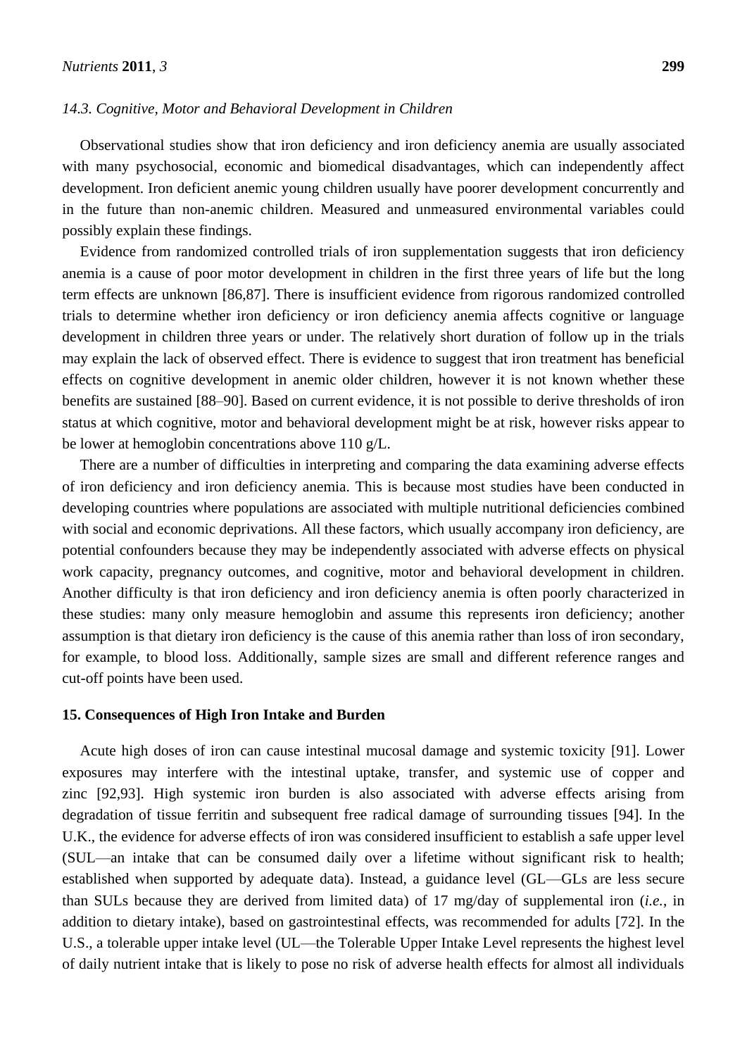### *14.3. Cognitive, Motor and Behavioral Development in Children*

Observational studies show that iron deficiency and iron deficiency anemia are usually associated with many psychosocial, economic and biomedical disadvantages, which can independently affect development. Iron deficient anemic young children usually have poorer development concurrently and in the future than non-anemic children. Measured and unmeasured environmental variables could possibly explain these findings.

Evidence from randomized controlled trials of iron supplementation suggests that iron deficiency anemia is a cause of poor motor development in children in the first three years of life but the long term effects are unknown [86,87]. There is insufficient evidence from rigorous randomized controlled trials to determine whether iron deficiency or iron deficiency anemia affects cognitive or language development in children three years or under. The relatively short duration of follow up in the trials may explain the lack of observed effect. There is evidence to suggest that iron treatment has beneficial effects on cognitive development in anemic older children, however it is not known whether these benefits are sustained [88–90]. Based on current evidence, it is not possible to derive thresholds of iron status at which cognitive, motor and behavioral development might be at risk, however risks appear to be lower at hemoglobin concentrations above 110 g/L.

There are a number of difficulties in interpreting and comparing the data examining adverse effects of iron deficiency and iron deficiency anemia. This is because most studies have been conducted in developing countries where populations are associated with multiple nutritional deficiencies combined with social and economic deprivations. All these factors, which usually accompany iron deficiency, are potential confounders because they may be independently associated with adverse effects on physical work capacity, pregnancy outcomes, and cognitive, motor and behavioral development in children. Another difficulty is that iron deficiency and iron deficiency anemia is often poorly characterized in these studies: many only measure hemoglobin and assume this represents iron deficiency; another assumption is that dietary iron deficiency is the cause of this anemia rather than loss of iron secondary, for example, to blood loss. Additionally, sample sizes are small and different reference ranges and cut-off points have been used.

## 15. Consequences of High Iron Intake and Burden

Acute high doses of iron can cause intestinal mucosal damage and systemic toxicity [91]. Lower exposures may interfere with the intestinal uptake, transfer, and systemic use of copper and zinc [92,93]. High systemic iron burden is also associated with adverse effects arising from degradation of tissue ferritin and subsequent free radical damage of surrounding tissues [94]. In the U.K., the evidence for adverse effects of iron was considered insufficient to establish a safe upper level (SUL—an intake that can be consumed daily over a lifetime without significant risk to health; established when supported by adequate data). Instead, a guidance level (GL—GLs are less secure than SULs because they are derived from limited data) of 17 mg/day of supplemental iron (*i.e.*, in addition to dietary intake), based on gastrointestinal effects, was recommended for adults [72]. In the U.S., a tolerable upper intake level (UL—the Tolerable Upper Intake Level represents the highest level of daily nutrient intake that is likely to pose no risk of adverse health effects for almost all individuals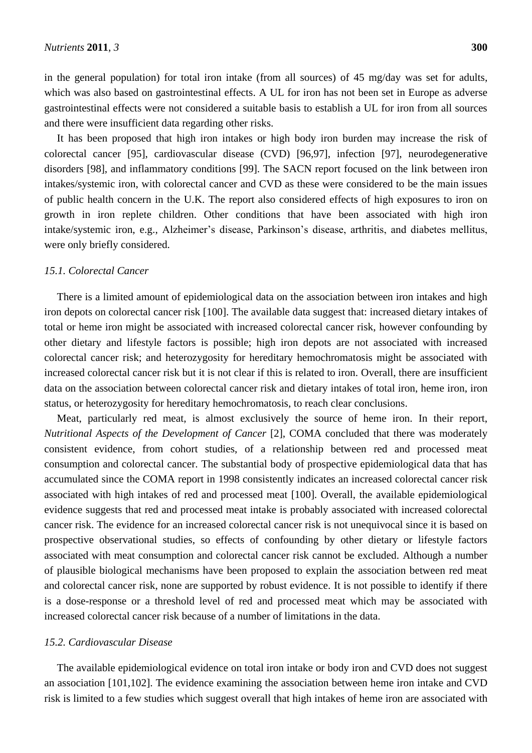in the general population) for total iron intake (from all sources) of 45 mg/day was set for adults, which was also based on gastrointestinal effects. A UL for iron has not been set in Europe as adverse gastrointestinal effects were not considered a suitable basis to establish a UL for iron from all sources and there were insufficient data regarding other risks.

It has been proposed that high iron intakes or high body iron burden may increase the risk of colorectal cancer [95], cardiovascular disease (CVD) [96,97], infection [97], neurodegenerative disorders [98], and inflammatory conditions [99]. The SACN report focused on the link between iron intakes/systemic iron, with colorectal cancer and CVD as these were considered to be the main issues of public health concern in the U.K. The report also considered effects of high exposures to iron on growth in iron replete children. Other conditions that have been associated with high iron intake/systemic iron, e.g., Alzheimer's disease, Parkinson's disease, arthritis, and diabetes mellitus, were only briefly considered.

### *15.1. Colorectal Cancer*

There is a limited amount of epidemiological data on the association between iron intakes and high iron depots on colorectal cancer risk [100]. The available data suggest that: increased dietary intakes of total or heme iron might be associated with increased colorectal cancer risk, however confounding by other dietary and lifestyle factors is possible; high iron depots are not associated with increased colorectal cancer risk; and heterozygosity for hereditary hemochromatosis might be associated with increased colorectal cancer risk but it is not clear if this is related to iron. Overall, there are insufficient data on the association between colorectal cancer risk and dietary intakes of total iron, heme iron, iron status, or heterozygosity for hereditary hemochromatosis, to reach clear conclusions.

Meat, particularly red meat, is almost exclusively the source of heme iron. In their report, *Nutritional Aspects of the Development of Cancer* [2], COMA concluded that there was moderately consistent evidence, from cohort studies, of a relationship between red and processed meat consumption and colorectal cancer. The substantial body of prospective epidemiological data that has accumulated since the COMA report in 1998 consistently indicates an increased colorectal cancer risk associated with high intakes of red and processed meat [100]. Overall, the available epidemiological evidence suggests that red and processed meat intake is probably associated with increased colorectal cancer risk. The evidence for an increased colorectal cancer risk is not unequivocal since it is based on prospective observational studies, so effects of confounding by other dietary or lifestyle factors associated with meat consumption and colorectal cancer risk cannot be excluded. Although a number of plausible biological mechanisms have been proposed to explain the association between red meat and colorectal cancer risk, none are supported by robust evidence. It is not possible to identify if there is a dose-response or a threshold level of red and processed meat which may be associated with increased colorectal cancer risk because of a number of limitations in the data.

### *15.2. Cardiovascular Disease*

The available epidemiological evidence on total iron intake or body iron and CVD does not suggest an association [101,102]. The evidence examining the association between heme iron intake and CVD risk is limited to a few studies which suggest overall that high intakes of heme iron are associated with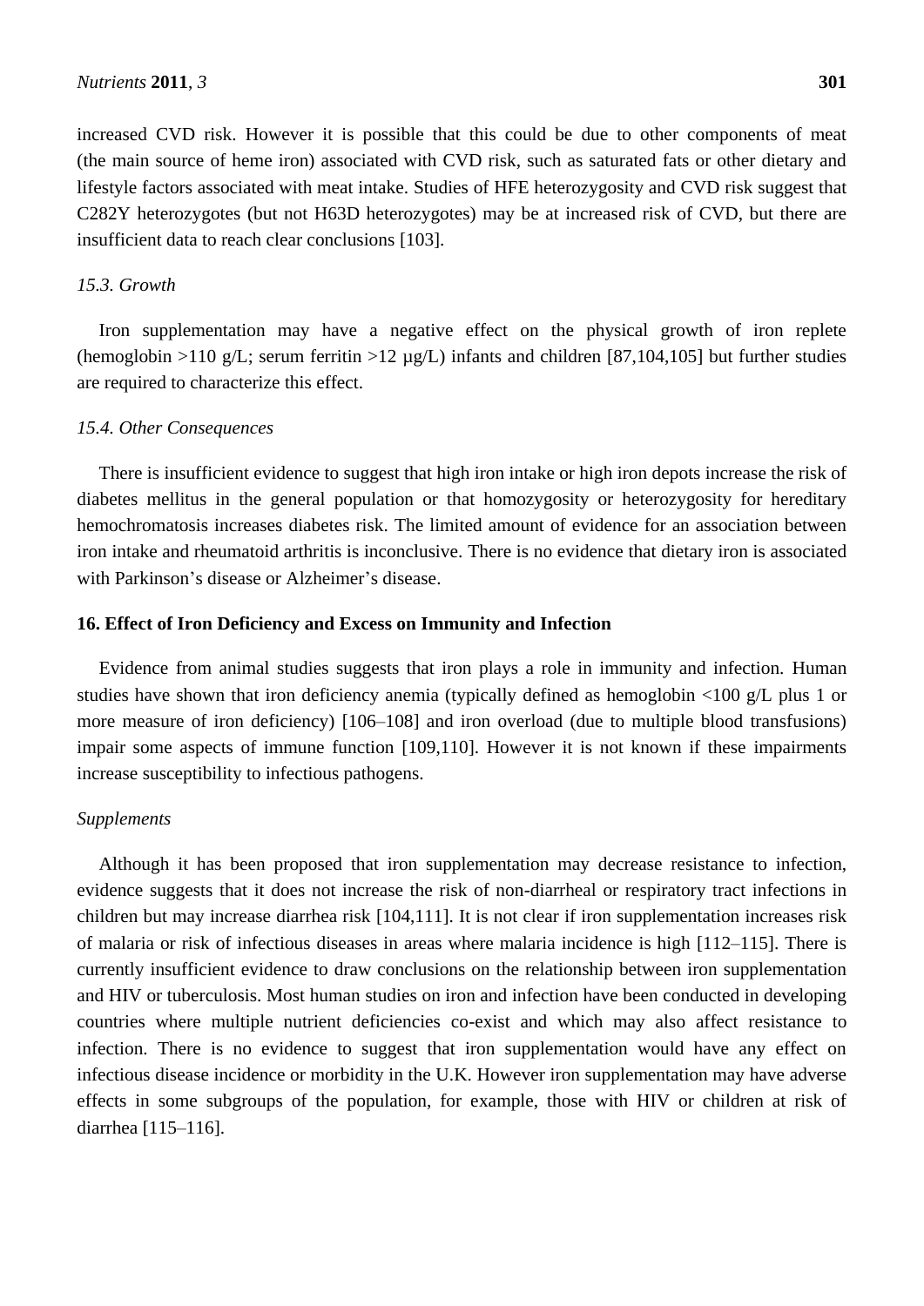increased CVD risk. However it is possible that this could be due to other components of meat (the main source of heme iron) associated with CVD risk, such as saturated fats or other dietary and lifestyle factors associated with meat intake. Studies of HFE heterozygosity and CVD risk suggest that C282Y heterozygotes (but not H63D heterozygotes) may be at increased risk of CVD, but there are insufficient data to reach clear conclusions [103].

### *15.3. Growth*

Iron supplementation may have a negative effect on the physical growth of iron replete (hemoglobin >110 g/L; serum ferritin >12 µg/L) infants and children [87,104,105] but further studies are required to characterize this effect.

### *15.4. Other Consequences*

There is insufficient evidence to suggest that high iron intake or high iron depots increase the risk of diabetes mellitus in the general population or that homozygosity or heterozygosity for hereditary hemochromatosis increases diabetes risk. The limited amount of evidence for an association between iron intake and rheumatoid arthritis is inconclusive. There is no evidence that dietary iron is associated with Parkinson's disease or Alzheimer's disease.

## **16. Effect of Iron Deficiency and Excess on Immunity and Infection**

Evidence from animal studies suggests that iron plays a role in immunity and infection. Human studies have shown that iron deficiency anemia (typically defined as hemoglobin <100 g/L plus 1 or more measure of iron deficiency) [106–108] and iron overload (due to multiple blood transfusions) impair some aspects of immune function [109,110]. However it is not known if these impairments increase susceptibility to infectious pathogens.

### *Supplements*

Although it has been proposed that iron supplementation may decrease resistance to infection, evidence suggests that it does not increase the risk of non-diarrheal or respiratory tract infections in children but may increase diarrhea risk [104,111]. It is not clear if iron supplementation increases risk of malaria or risk of infectious diseases in areas where malaria incidence is high [112–115]. There is currently insufficient evidence to draw conclusions on the relationship between iron supplementation and HIV or tuberculosis. Most human studies on iron and infection have been conducted in developing countries where multiple nutrient deficiencies co-exist and which may also affect resistance to infection. There is no evidence to suggest that iron supplementation would have any effect on infectious disease incidence or morbidity in the U.K. However iron supplementation may have adverse effects in some subgroups of the population, for example, those with HIV or children at risk of diarrhea [115–116].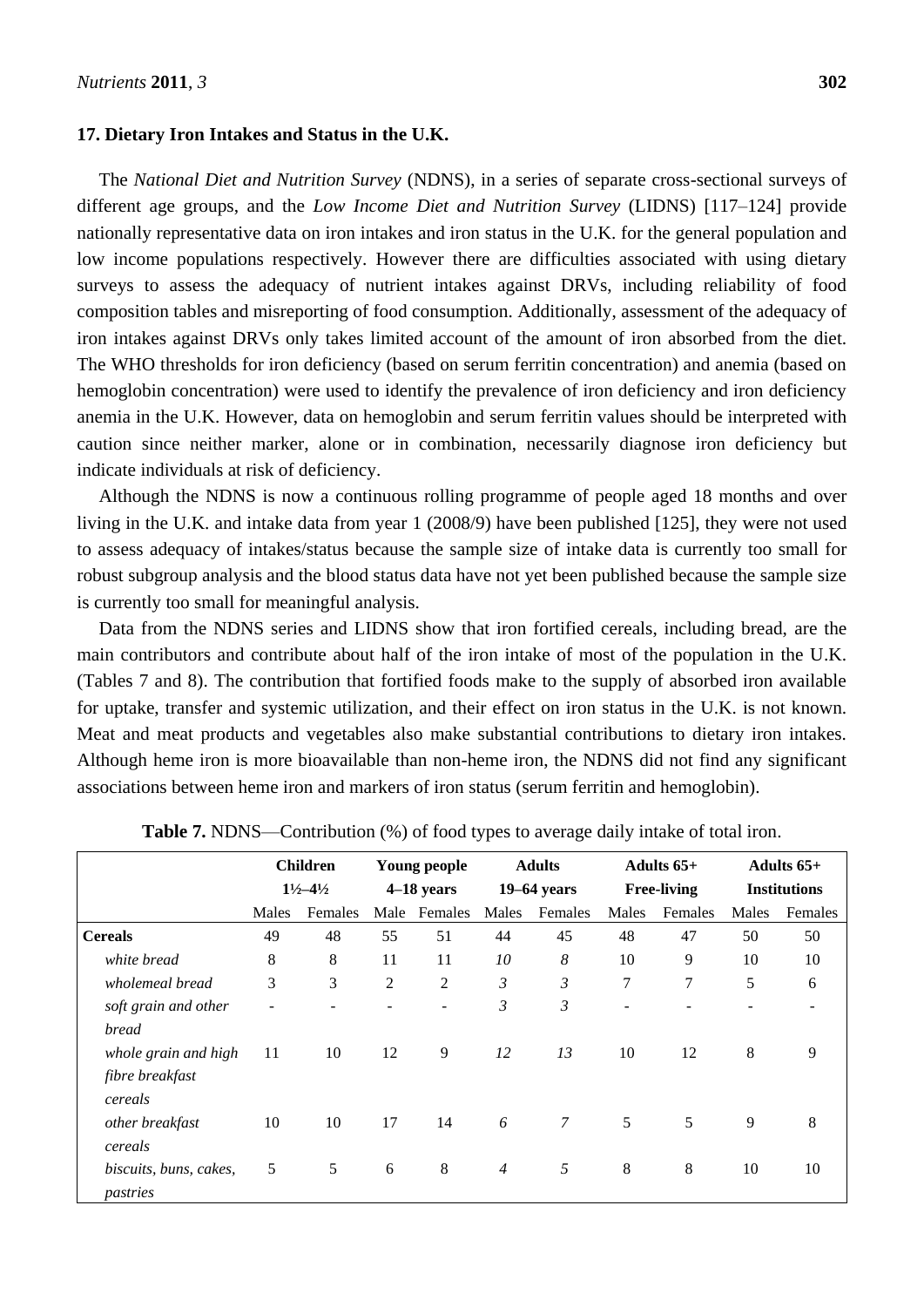## 17. Dietary Iron Intakes and Status in the U.K.

The *National Diet and Nutrition Survey* (NDNS), in a series of separate cross-sectional surveys of different age groups, and the *Low Income Diet and Nutrition Survey* (LIDNS) [117–124] provide nationally representative data on iron intakes and iron status in the U.K. for the general population and low income populations respectively. However there are difficulties associated with using dietary surveys to assess the adequacy of nutrient intakes against DRVs, including reliability of food composition tables and misreporting of food consumption. Additionally, assessment of the adequacy of iron intakes against DRVs only takes limited account of the amount of iron absorbed from the diet. The WHO thresholds for iron deficiency (based on serum ferritin concentration) and anemia (based on hemoglobin concentration) were used to identify the prevalence of iron deficiency and iron deficiency anemia in the U.K. However, data on hemoglobin and serum ferritin values should be interpreted with caution since neither marker, alone or in combination, necessarily diagnose iron deficiency but indicate individuals at risk of deficiency.

Although the NDNS is now a continuous rolling programme of people aged 18 months and over living in the U.K. and intake data from year 1 (2008/9) have been published [125], they were not used to assess adequacy of intakes/status because the sample size of intake data is currently too small for robust subgroup analysis and the blood status data have not yet been published because the sample size is currently too small for meaningful analysis.

Data from the NDNS series and LIDNS show that iron fortified cereals, including bread, are the main contributors and contribute about half of the iron intake of most of the population in the U.K. (Tables 7 and 8). The contribution that fortified foods make to the supply of absorbed iron available for uptake, transfer and systemic utilization, and their effect on iron status in the U.K. is not known. Meat and meat products and vegetables also make substantial contributions to dietary iron intakes. Although heme iron is more bioavailable than non-heme iron, the NDNS did not find any significant associations between heme iron and markers of iron status (serum ferritin and hemoglobin).

**Table 7.** NDNS—Contribution (%) of food types to average daily intake of total iron.

| | **Children 1½–4½** | | **Young people 4–18 years** | | **Adults 19–64 years** | | **Adults 65+ Free-living** | | **Adults 65+ Institutions** | |
|---|---|---|---|---|---|---|---|---|---|---|
| | Males | Females | Male | Females | Males | Females | Males | Females | Males | Females |
| **Cereals** | 49 | 48 | 55 | 51 | 44 | 45 | 48 | 47 | 50 | 50 |
| *white bread* | 8 | 8 | 11 | 11 | *10* | *8* | 10 | 9 | 10 | 10 |
| *wholemeal bread* | 3 | 3 | 2 | 2 | *3* | *3* | 7 | 7 | 5 | 6 |
| *soft grain and other bread* | - | - | - | - | *3* | *3* | - | - | - | - |
| *whole grain and high fibre breakfast cereals* | 11 | 10 | 12 | 9 | *12* | *13* | 10 | 12 | 8 | 9 |
| *other breakfast cereals* | 10 | 10 | 17 | 14 | *6* | *7* | 5 | 5 | 9 | 8 |
| *biscuits, buns, cakes, pastries* | 5 | 5 | 6 | 8 | *4* | *5* | 8 | 8 | 10 | 10 |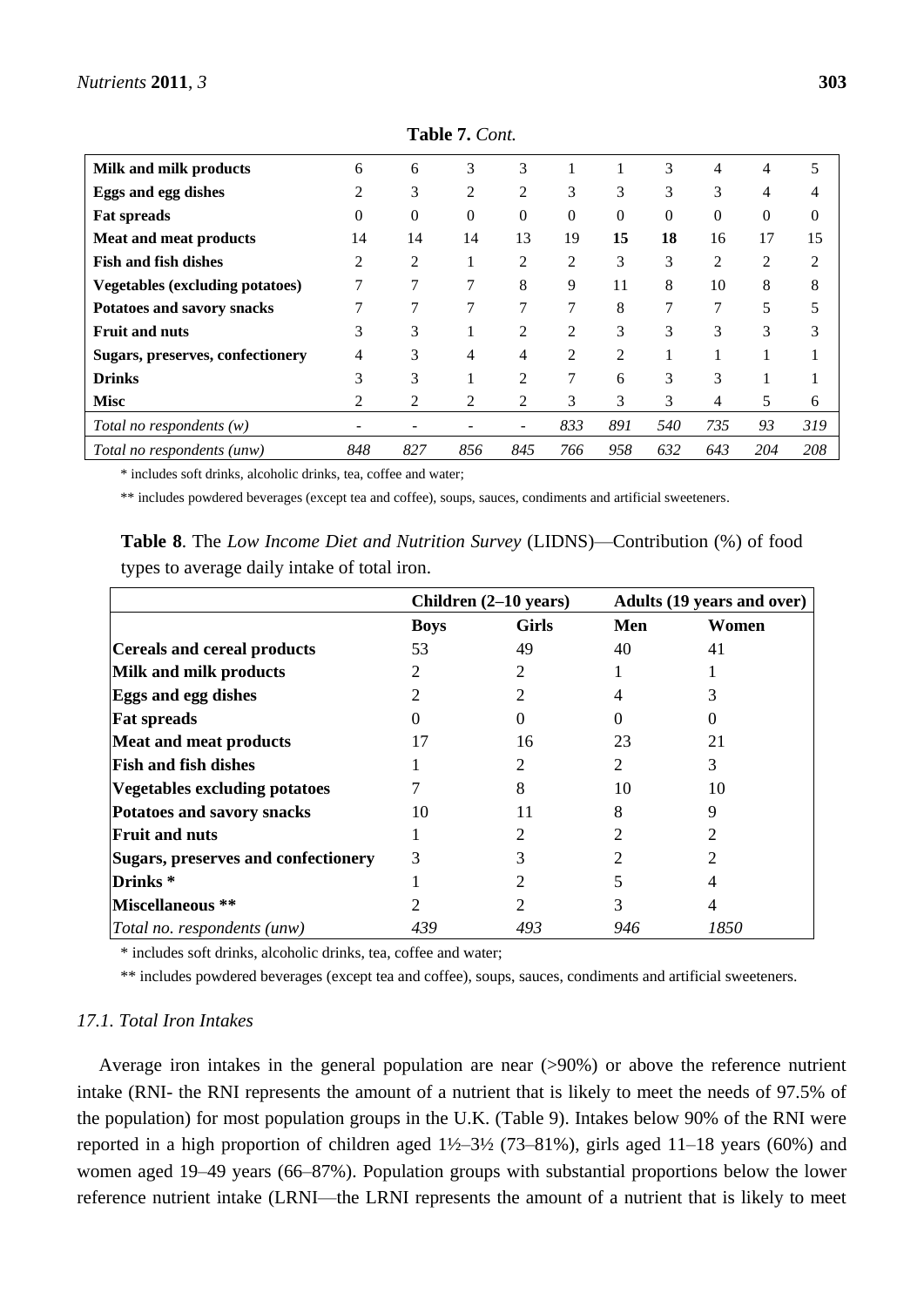**Table 7.** *Cont.*

| | | | | | | | | | | |
|---|---|---|---|---|---|---|---|---|---|---|
| **Milk and milk products** | 6 | 6 | 3 | 3 | 1 | 1 | 3 | 4 | 4 | 5 |
| **Eggs and egg dishes** | 2 | 3 | 2 | 2 | 3 | 3 | 3 | 3 | 4 | 4 |
| **Fat spreads** | 0 | 0 | 0 | 0 | 0 | 0 | 0 | 0 | 0 | 0 |
| **Meat and meat products** | 14 | 14 | 14 | 13 | 19 | **15** | **18** | 16 | 17 | 15 |
| **Fish and fish dishes** | 2 | 2 | 1 | 2 | 2 | 3 | 3 | 2 | 2 | 2 |
| **Vegetables (excluding potatoes)** | 7 | 7 | 7 | 8 | 9 | 11 | 8 | 10 | 8 | 8 |
| **Potatoes and savory snacks** | 7 | 7 | 7 | 7 | 7 | 8 | 7 | 7 | 5 | 5 |
| **Fruit and nuts** | 3 | 3 | 1 | 2 | 2 | 3 | 3 | 3 | 3 | 3 |
| **Sugars, preserves, confectionery** | 4 | 3 | 4 | 4 | 2 | 2 | 1 | 1 | 1 | 1 |
| **Drinks** | 3 | 3 | 1 | 2 | 7 | 6 | 3 | 3 | 1 | 1 |
| **Misc** | 2 | 2 | 2 | 2 | 3 | 3 | 3 | 4 | 5 | 6 |
| *Total no respondents (w)* | - | - | - | - | *833* | *891* | *540* | *735* | *93* | *319* |
| *Total no respondents (unw)* | *848* | *827* | *856* | *845* | *766* | *958* | *632* | *643* | *204* | *208* |

\* includes soft drinks, alcoholic drinks, tea, coffee and water;

\*\* includes powdered beverages (except tea and coffee), soups, sauces, condiments and artificial sweeteners.

**Table 8**. The *Low Income Diet and Nutrition Survey* (LIDNS)—Contribution (%) of food types to average daily intake of total iron.

| | **Children (2–10 years)** | | **Adults (19 years and over)** | |
|---|---|---|---|---|
| | **Boys** | **Girls** | **Men** | **Women** |
| **Cereals and cereal products** | 53 | 49 | 40 | 41 |
| **Milk and milk products** | 2 | 2 | 1 | 1 |
| **Eggs and egg dishes** | 2 | 2 | 4 | 3 |
| **Fat spreads** | 0 | 0 | 0 | 0 |
| **Meat and meat products** | 17 | 16 | 23 | 21 |
| **Fish and fish dishes** | 1 | 2 | 2 | 3 |
| **Vegetables excluding potatoes** | 7 | 8 | 10 | 10 |
| **Potatoes and savory snacks** | 10 | 11 | 8 | 9 |
| **Fruit and nuts** | 1 | 2 | 2 | 2 |
| **Sugars, preserves and confectionery** | 3 | 3 | 2 | 2 |
| **Drinks \*** | 1 | 2 | 5 | 4 |
| **Miscellaneous \*\*** | 2 | 2 | 3 | 4 |
| *Total no. respondents (unw)* | *439* | *493* | *946* | *1850* |

\* includes soft drinks, alcoholic drinks, tea, coffee and water;

\*\* includes powdered beverages (except tea and coffee), soups, sauces, condiments and artificial sweeteners.

### *17.1. Total Iron Intakes*

Average iron intakes in the general population are near (>90%) or above the reference nutrient intake (RNI- the RNI represents the amount of a nutrient that is likely to meet the needs of 97.5% of the population) for most population groups in the U.K. (Table 9). Intakes below 90% of the RNI were reported in a high proportion of children aged 1½–3½ (73–81%), girls aged 11–18 years (60%) and women aged 19–49 years (66–87%). Population groups with substantial proportions below the lower reference nutrient intake (LRNI—the LRNI represents the amount of a nutrient that is likely to meet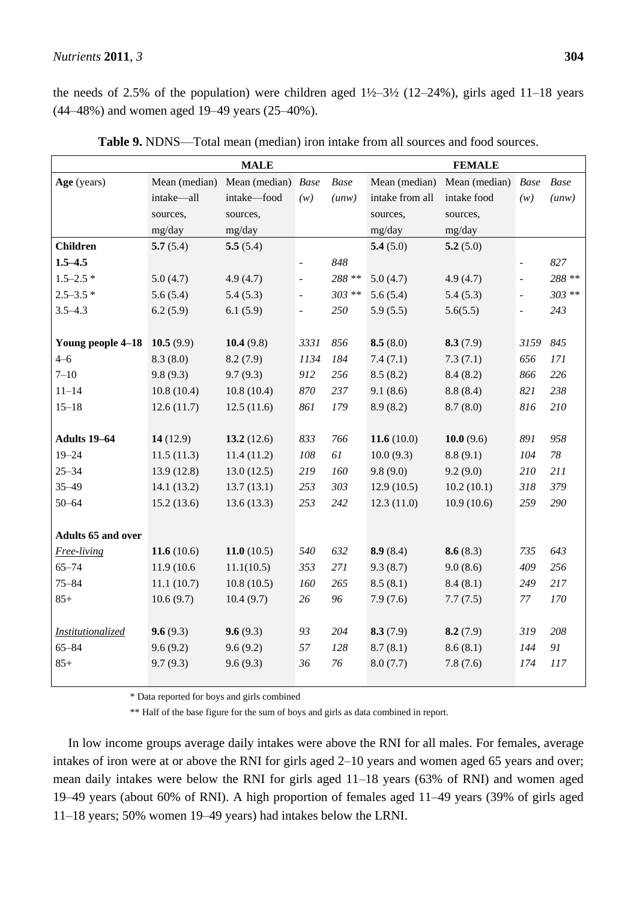the needs of 2.5% of the population) were children aged 1½–3½ (12–24%), girls aged 11–18 years (44–48%) and women aged 19–49 years (25–40%).

**Table 9.** NDNS—Total mean (median) iron intake from all sources and food sources.

| | MALE | | | | FEMALE | | | |
|---|---|---|---|---|---|---|---|---|
| **Age** (years) | Mean (median) intake—all sources, mg/day | Mean (median) intake—food sources, mg/day | *Base (w)* | *Base (unw)* | Mean (median) intake from all sources, mg/day | Mean (median) intake food sources, mg/day | *Base (w)* | *Base (unw)* |
| **Children** | **5.7** (5.4) | **5.5** (5.4) | | | **5.4** (5.0) | **5.2** (5.0) | | |
| **1.5–4.5** | | | - | *848* | | | - | *827* |
| 1.5–2.5 * | 5.0 (4.7) | 4.9 (4.7) | - | *288 ** * | 5.0 (4.7) | 4.9 (4.7) | - | *288 ** * |
| 2.5–3.5 * | 5.6 (5.4) | 5.4 (5.3) | - | *303 ** * | 5.6 (5.4) | 5.4 (5.3) | - | *303 ** * |
| 3.5–4.3 | 6.2 (5.9) | 6.1 (5.9) | - | *250* | 5.9 (5.5) | 5.6(5.5) | - | *243* |
| **Young people 4–18** | **10.5** (9.9) | **10.4** (9.8) | *3331* | *856* | **8.5** (8.0) | **8.3** (7.9) | *3159* | *845* |
| 4–6 | 8.3 (8.0) | 8.2 (7.9) | *1134* | *184* | 7.4 (7.1) | 7.3 (7.1) | *656* | *171* |
| 7–10 | 9.8 (9.3) | 9.7 (9.3) | *912* | *256* | 8.5 (8.2) | 8.4 (8.2) | *866* | *226* |
| 11–14 | 10.8 (10.4) | 10.8 (10.4) | *870* | *237* | 9.1 (8.6) | 8.8 (8.4) | *821* | *238* |
| 15–18 | 12.6 (11.7) | 12.5 (11.6) | *861* | *179* | 8.9 (8.2) | 8.7 (8.0) | *816* | *210* |
| **Adults 19–64** | **14** (12.9) | **13.2** (12.6) | *833* | *766* | **11.6** (10.0) | **10.0** (9.6) | *891* | *958* |
| 19–24 | 11.5 (11.3) | 11.4 (11.2) | *108* | *61* | 10.0 (9.3) | 8.8 (9.1) | *104* | *78* |
| 25–34 | 13.9 (12.8) | 13.0 (12.5) | *219* | *160* | 9.8 (9.0) | 9.2 (9.0) | *210* | *211* |
| 35–49 | 14.1 (13.2) | 13.7 (13.1) | *253* | *303* | 12.9 (10.5) | 10.2 (10.1) | *318* | *379* |
| 50–64 | 15.2 (13.6) | 13.6 (13.3) | *253* | *242* | 12.3 (11.0) | 10.9 (10.6) | *259* | *290* |
| **Adults 65 and over** | | | | | | | | |
| Free-living | **11.6** (10.6) | **11.0** (10.5) | *540* | *632* | **8.9** (8.4) | **8.6** (8.3) | *735* | *643* |
| 65–74 | 11.9 (10.6 | 11.1(10.5) | *353* | *271* | 9.3 (8.7) | 9.0 (8.6) | *409* | *256* |
| 75–84 | 11.1 (10.7) | 10.8 (10.5) | *160* | *265* | 8.5 (8.1) | 8.4 (8.1) | *249* | *217* |
| 85+ | 10.6 (9.7) | 10.4 (9.7) | *26* | *96* | 7.9 (7.6) | 7.7 (7.5) | *77* | *170* |
| Institutionalized | **9.6** (9.3) | **9.6** (9.3) | *93* | *204* | **8.3** (7.9) | **8.2** (7.9) | *319* | *208* |
| 65–84 | 9.6 (9.2) | 9.6 (9.2) | *57* | *128* | 8.7 (8.1) | 8.6 (8.1) | *144* | *91* |
| 85+ | 9.7 (9.3) | 9.6 (9.3) | *36* | *76* | 8.0 (7.7) | 7.8 (7.6) | *174* | *117* |

\* Data reported for boys and girls combined

** Half of the base figure for the sum of boys and girls as data combined in report.

In low income groups average daily intakes were above the RNI for all males. For females, average intakes of iron were at or above the RNI for girls aged 2–10 years and women aged 65 years and over; mean daily intakes were below the RNI for girls aged 11–18 years (63% of RNI) and women aged 19–49 years (about 60% of RNI). A high proportion of females aged 11–49 years (39% of girls aged 11–18 years; 50% women 19–49 years) had intakes below the LRNI.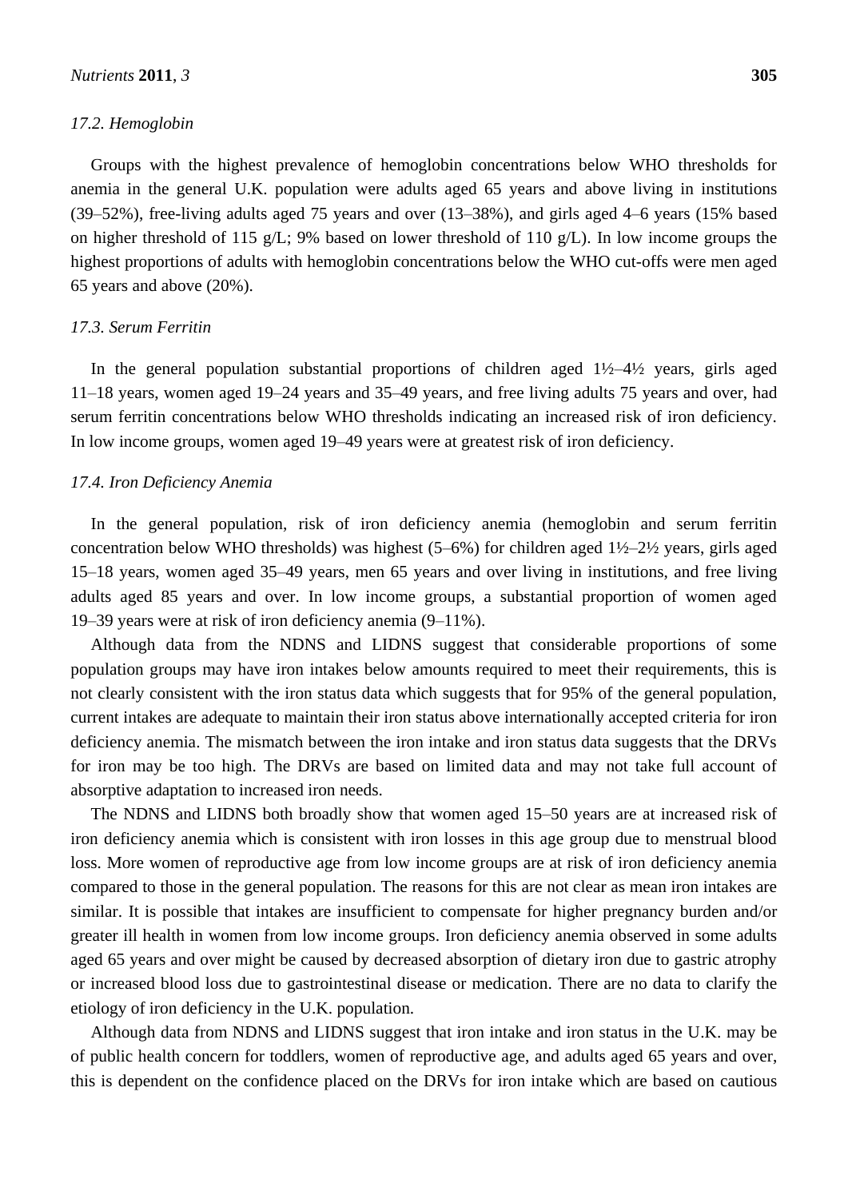### 17.2. Hemoglobin

Groups with the highest prevalence of hemoglobin concentrations below WHO thresholds for anemia in the general U.K. population were adults aged 65 years and above living in institutions (39–52%), free-living adults aged 75 years and over (13–38%), and girls aged 4–6 years (15% based on higher threshold of 115 g/L; 9% based on lower threshold of 110 g/L). In low income groups the highest proportions of adults with hemoglobin concentrations below the WHO cut-offs were men aged 65 years and above (20%).

### 17.3. Serum Ferritin

In the general population substantial proportions of children aged 1½–4½ years, girls aged 11–18 years, women aged 19–24 years and 35–49 years, and free living adults 75 years and over, had serum ferritin concentrations below WHO thresholds indicating an increased risk of iron deficiency. In low income groups, women aged 19–49 years were at greatest risk of iron deficiency.

### 17.4. Iron Deficiency Anemia

In the general population, risk of iron deficiency anemia (hemoglobin and serum ferritin concentration below WHO thresholds) was highest (5–6%) for children aged 1½–2½ years, girls aged 15–18 years, women aged 35–49 years, men 65 years and over living in institutions, and free living adults aged 85 years and over. In low income groups, a substantial proportion of women aged 19–39 years were at risk of iron deficiency anemia (9–11%).

Although data from the NDNS and LIDNS suggest that considerable proportions of some population groups may have iron intakes below amounts required to meet their requirements, this is not clearly consistent with the iron status data which suggests that for 95% of the general population, current intakes are adequate to maintain their iron status above internationally accepted criteria for iron deficiency anemia. The mismatch between the iron intake and iron status data suggests that the DRVs for iron may be too high. The DRVs are based on limited data and may not take full account of absorptive adaptation to increased iron needs.

The NDNS and LIDNS both broadly show that women aged 15–50 years are at increased risk of iron deficiency anemia which is consistent with iron losses in this age group due to menstrual blood loss. More women of reproductive age from low income groups are at risk of iron deficiency anemia compared to those in the general population. The reasons for this are not clear as mean iron intakes are similar. It is possible that intakes are insufficient to compensate for higher pregnancy burden and/or greater ill health in women from low income groups. Iron deficiency anemia observed in some adults aged 65 years and over might be caused by decreased absorption of dietary iron due to gastric atrophy or increased blood loss due to gastrointestinal disease or medication. There are no data to clarify the etiology of iron deficiency in the U.K. population.

Although data from NDNS and LIDNS suggest that iron intake and iron status in the U.K. may be of public health concern for toddlers, women of reproductive age, and adults aged 65 years and over, this is dependent on the confidence placed on the DRVs for iron intake which are based on cautious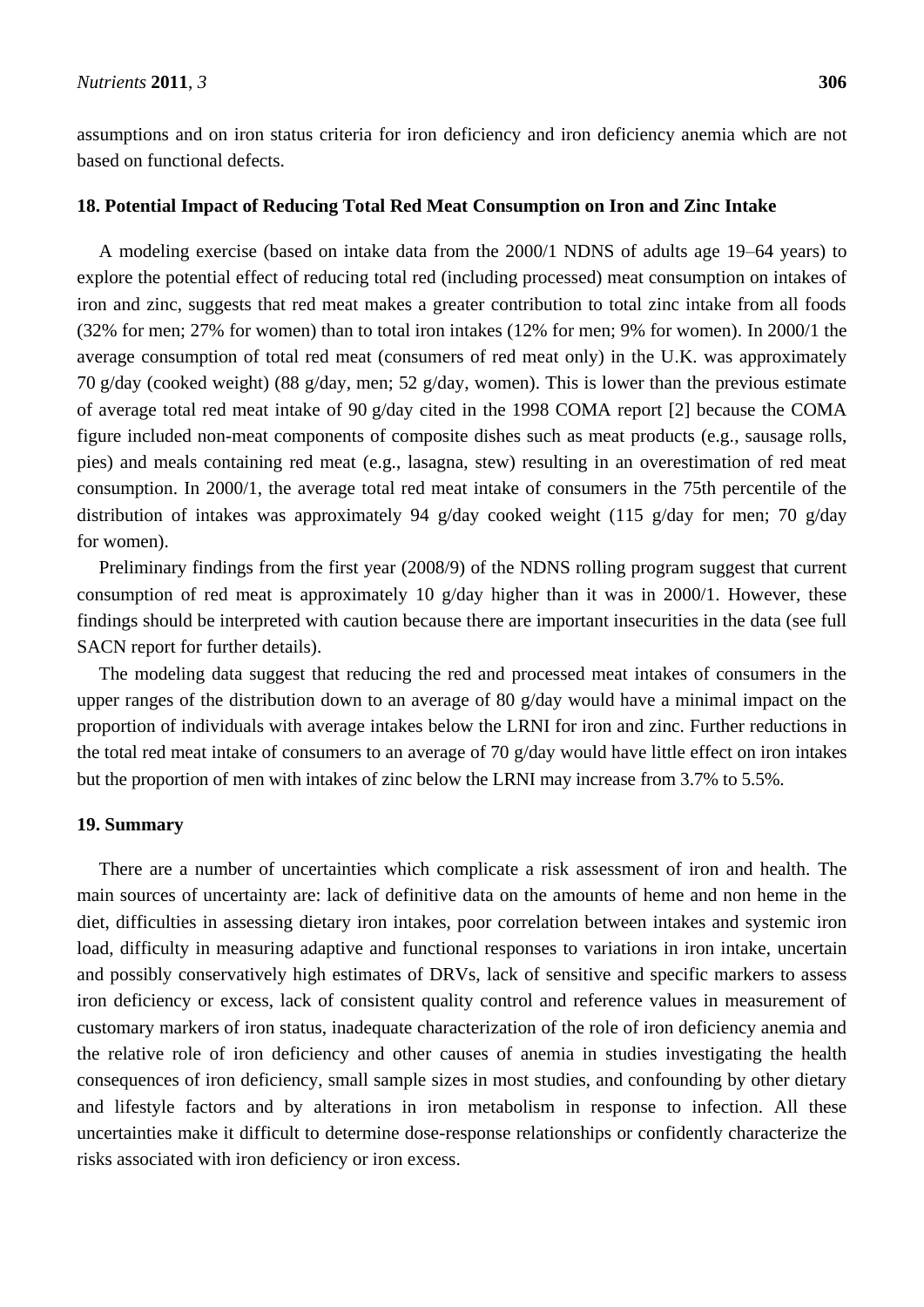assumptions and on iron status criteria for iron deficiency and iron deficiency anemia which are not based on functional defects.

## 18. Potential Impact of Reducing Total Red Meat Consumption on Iron and Zinc Intake

A modeling exercise (based on intake data from the 2000/1 NDNS of adults age 19–64 years) to explore the potential effect of reducing total red (including processed) meat consumption on intakes of iron and zinc, suggests that red meat makes a greater contribution to total zinc intake from all foods (32% for men; 27% for women) than to total iron intakes (12% for men; 9% for women). In 2000/1 the average consumption of total red meat (consumers of red meat only) in the U.K. was approximately 70 g/day (cooked weight) (88 g/day, men; 52 g/day, women). This is lower than the previous estimate of average total red meat intake of 90 g/day cited in the 1998 COMA report [2] because the COMA figure included non-meat components of composite dishes such as meat products (e.g., sausage rolls, pies) and meals containing red meat (e.g., lasagna, stew) resulting in an overestimation of red meat consumption. In 2000/1, the average total red meat intake of consumers in the 75th percentile of the distribution of intakes was approximately 94 g/day cooked weight (115 g/day for men; 70 g/day for women).

Preliminary findings from the first year (2008/9) of the NDNS rolling program suggest that current consumption of red meat is approximately 10 g/day higher than it was in 2000/1. However, these findings should be interpreted with caution because there are important insecurities in the data (see full SACN report for further details).

The modeling data suggest that reducing the red and processed meat intakes of consumers in the upper ranges of the distribution down to an average of 80 g/day would have a minimal impact on the proportion of individuals with average intakes below the LRNI for iron and zinc. Further reductions in the total red meat intake of consumers to an average of 70 g/day would have little effect on iron intakes but the proportion of men with intakes of zinc below the LRNI may increase from 3.7% to 5.5%.

## 19. Summary

There are a number of uncertainties which complicate a risk assessment of iron and health. The main sources of uncertainty are: lack of definitive data on the amounts of heme and non heme in the diet, difficulties in assessing dietary iron intakes, poor correlation between intakes and systemic iron load, difficulty in measuring adaptive and functional responses to variations in iron intake, uncertain and possibly conservatively high estimates of DRVs, lack of sensitive and specific markers to assess iron deficiency or excess, lack of consistent quality control and reference values in measurement of customary markers of iron status, inadequate characterization of the role of iron deficiency anemia and the relative role of iron deficiency and other causes of anemia in studies investigating the health consequences of iron deficiency, small sample sizes in most studies, and confounding by other dietary and lifestyle factors and by alterations in iron metabolism in response to infection. All these uncertainties make it difficult to determine dose-response relationships or confidently characterize the risks associated with iron deficiency or iron excess.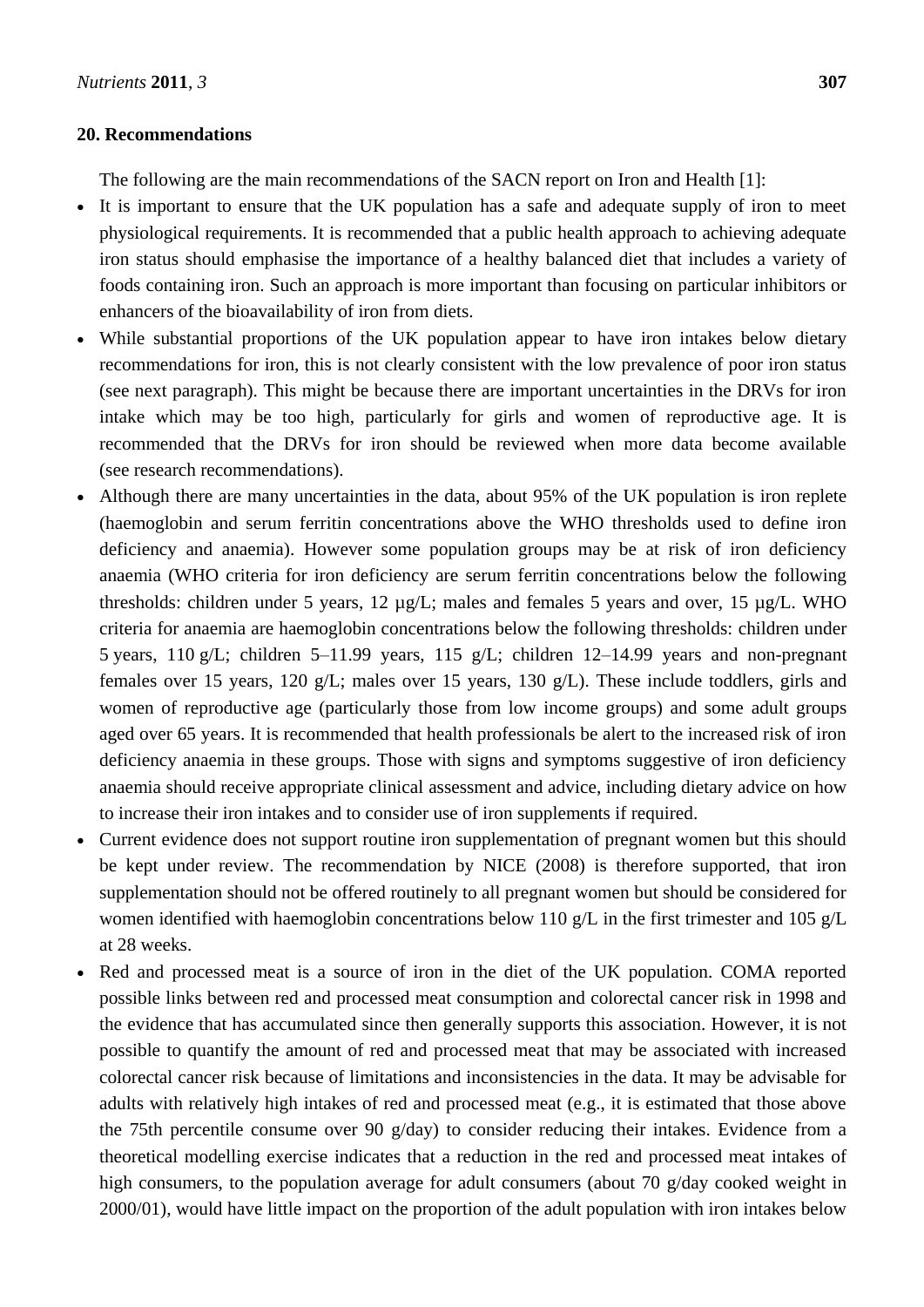## 20. Recommendations

The following are the main recommendations of the SACN report on Iron and Health [1]:

- It is important to ensure that the UK population has a safe and adequate supply of iron to meet physiological requirements. It is recommended that a public health approach to achieving adequate iron status should emphasise the importance of a healthy balanced diet that includes a variety of foods containing iron. Such an approach is more important than focusing on particular inhibitors or enhancers of the bioavailability of iron from diets.
- While substantial proportions of the UK population appear to have iron intakes below dietary recommendations for iron, this is not clearly consistent with the low prevalence of poor iron status (see next paragraph). This might be because there are important uncertainties in the DRVs for iron intake which may be too high, particularly for girls and women of reproductive age. It is recommended that the DRVs for iron should be reviewed when more data become available (see research recommendations).
- Although there are many uncertainties in the data, about 95% of the UK population is iron replete (haemoglobin and serum ferritin concentrations above the WHO thresholds used to define iron deficiency and anaemia). However some population groups may be at risk of iron deficiency anaemia (WHO criteria for iron deficiency are serum ferritin concentrations below the following thresholds: children under 5 years, 12 µg/L; males and females 5 years and over, 15 µg/L. WHO criteria for anaemia are haemoglobin concentrations below the following thresholds: children under 5 years, 110 g/L; children 5–11.99 years, 115 g/L; children 12–14.99 years and non-pregnant females over 15 years, 120 g/L; males over 15 years, 130 g/L). These include toddlers, girls and women of reproductive age (particularly those from low income groups) and some adult groups aged over 65 years. It is recommended that health professionals be alert to the increased risk of iron deficiency anaemia in these groups. Those with signs and symptoms suggestive of iron deficiency anaemia should receive appropriate clinical assessment and advice, including dietary advice on how to increase their iron intakes and to consider use of iron supplements if required.
- Current evidence does not support routine iron supplementation of pregnant women but this should be kept under review. The recommendation by NICE (2008) is therefore supported, that iron supplementation should not be offered routinely to all pregnant women but should be considered for women identified with haemoglobin concentrations below 110 g/L in the first trimester and 105 g/L at 28 weeks.
- Red and processed meat is a source of iron in the diet of the UK population. COMA reported possible links between red and processed meat consumption and colorectal cancer risk in 1998 and the evidence that has accumulated since then generally supports this association. However, it is not possible to quantify the amount of red and processed meat that may be associated with increased colorectal cancer risk because of limitations and inconsistencies in the data. It may be advisable for adults with relatively high intakes of red and processed meat (e.g., it is estimated that those above the 75th percentile consume over 90 g/day) to consider reducing their intakes. Evidence from a theoretical modelling exercise indicates that a reduction in the red and processed meat intakes of high consumers, to the population average for adult consumers (about 70 g/day cooked weight in 2000/01), would have little impact on the proportion of the adult population with iron intakes below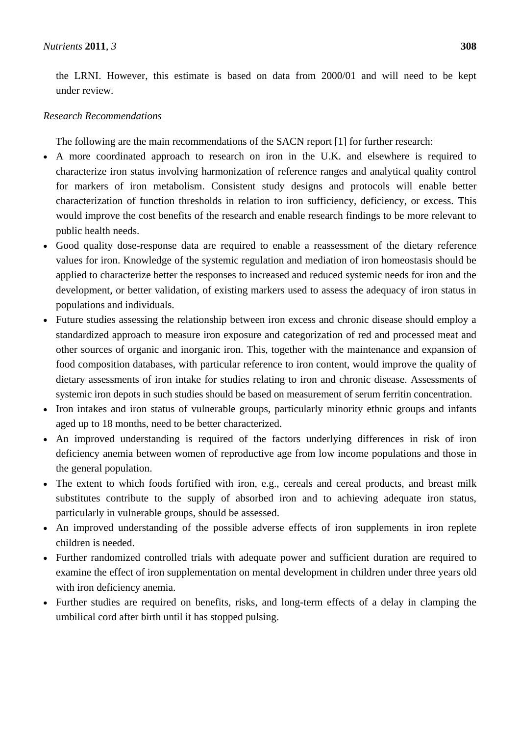the LRNI. However, this estimate is based on data from 2000/01 and will need to be kept under review.

*Research Recommendations*

The following are the main recommendations of the SACN report [1] for further research:

- A more coordinated approach to research on iron in the U.K. and elsewhere is required to characterize iron status involving harmonization of reference ranges and analytical quality control for markers of iron metabolism. Consistent study designs and protocols will enable better characterization of function thresholds in relation to iron sufficiency, deficiency, or excess. This would improve the cost benefits of the research and enable research findings to be more relevant to public health needs.
- Good quality dose-response data are required to enable a reassessment of the dietary reference values for iron. Knowledge of the systemic regulation and mediation of iron homeostasis should be applied to characterize better the responses to increased and reduced systemic needs for iron and the development, or better validation, of existing markers used to assess the adequacy of iron status in populations and individuals.
- Future studies assessing the relationship between iron excess and chronic disease should employ a standardized approach to measure iron exposure and categorization of red and processed meat and other sources of organic and inorganic iron. This, together with the maintenance and expansion of food composition databases, with particular reference to iron content, would improve the quality of dietary assessments of iron intake for studies relating to iron and chronic disease. Assessments of systemic iron depots in such studies should be based on measurement of serum ferritin concentration.
- Iron intakes and iron status of vulnerable groups, particularly minority ethnic groups and infants aged up to 18 months, need to be better characterized.
- An improved understanding is required of the factors underlying differences in risk of iron deficiency anemia between women of reproductive age from low income populations and those in the general population.
- The extent to which foods fortified with iron, e.g., cereals and cereal products, and breast milk substitutes contribute to the supply of absorbed iron and to achieving adequate iron status, particularly in vulnerable groups, should be assessed.
- An improved understanding of the possible adverse effects of iron supplements in iron replete children is needed.
- Further randomized controlled trials with adequate power and sufficient duration are required to examine the effect of iron supplementation on mental development in children under three years old with iron deficiency anemia.
- Further studies are required on benefits, risks, and long-term effects of a delay in clamping the umbilical cord after birth until it has stopped pulsing.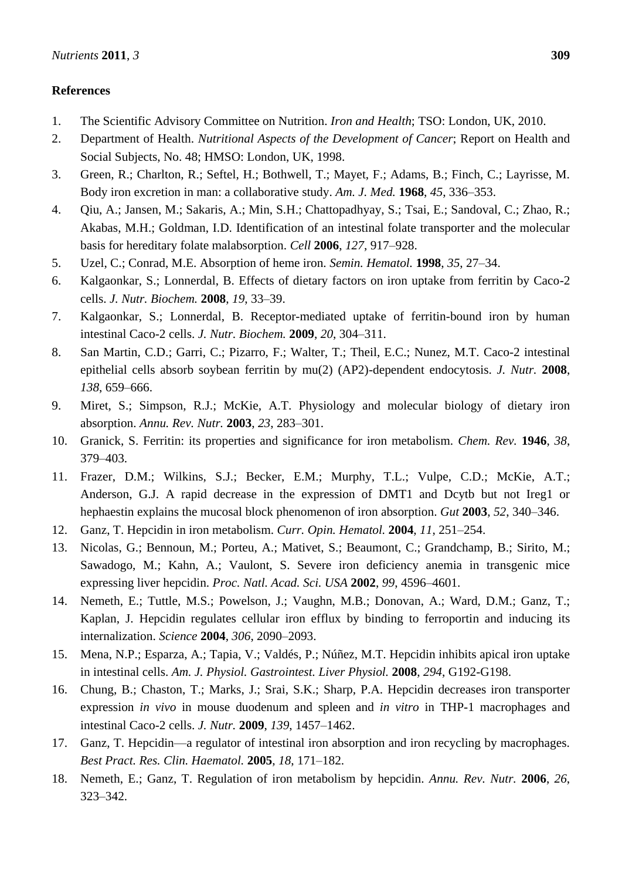## References

1. The Scientific Advisory Committee on Nutrition. *Iron and Health*; TSO: London, UK, 2010.
2. Department of Health. *Nutritional Aspects of the Development of Cancer*; Report on Health and Social Subjects, No. 48; HMSO: London, UK, 1998.
3. Green, R.; Charlton, R.; Seftel, H.; Bothwell, T.; Mayet, F.; Adams, B.; Finch, C.; Layrisse, M. Body iron excretion in man: a collaborative study. *Am. J. Med.* **1968**, *45*, 336–353.
4. Qiu, A.; Jansen, M.; Sakaris, A.; Min, S.H.; Chattopadhyay, S.; Tsai, E.; Sandoval, C.; Zhao, R.; Akabas, M.H.; Goldman, I.D. Identification of an intestinal folate transporter and the molecular basis for hereditary folate malabsorption. *Cell* **2006**, *127*, 917–928.
5. Uzel, C.; Conrad, M.E. Absorption of heme iron. *Semin. Hematol.* **1998**, *35*, 27–34.
6. Kalgaonkar, S.; Lonnerdal, B. Effects of dietary factors on iron uptake from ferritin by Caco-2 cells. *J. Nutr. Biochem.* **2008**, *19*, 33–39.
7. Kalgaonkar, S.; Lonnerdal, B. Receptor-mediated uptake of ferritin-bound iron by human intestinal Caco-2 cells. *J. Nutr. Biochem.* **2009**, *20*, 304–311.
8. San Martin, C.D.; Garri, C.; Pizarro, F.; Walter, T.; Theil, E.C.; Nunez, M.T. Caco-2 intestinal epithelial cells absorb soybean ferritin by mu(2) (AP2)-dependent endocytosis. *J. Nutr.* **2008**, *138*, 659–666.
9. Miret, S.; Simpson, R.J.; McKie, A.T. Physiology and molecular biology of dietary iron absorption. *Annu. Rev. Nutr.* **2003**, *23*, 283–301.
10. Granick, S. Ferritin: its properties and significance for iron metabolism. *Chem. Rev.* **1946**, *38*, 379–403.
11. Frazer, D.M.; Wilkins, S.J.; Becker, E.M.; Murphy, T.L.; Vulpe, C.D.; McKie, A.T.; Anderson, G.J. A rapid decrease in the expression of DMT1 and Dcytb but not Ireg1 or hephaestin explains the mucosal block phenomenon of iron absorption. *Gut* **2003**, *52*, 340–346.
12. Ganz, T. Hepcidin in iron metabolism. *Curr. Opin. Hematol.* **2004**, *11*, 251–254.
13. Nicolas, G.; Bennoun, M.; Porteu, A.; Mativet, S.; Beaumont, C.; Grandchamp, B.; Sirito, M.; Sawadogo, M.; Kahn, A.; Vaulont, S. Severe iron deficiency anemia in transgenic mice expressing liver hepcidin. *Proc. Natl. Acad. Sci. USA* **2002**, *99*, 4596–4601.
14. Nemeth, E.; Tuttle, M.S.; Powelson, J.; Vaughn, M.B.; Donovan, A.; Ward, D.M.; Ganz, T.; Kaplan, J. Hepcidin regulates cellular iron efflux by binding to ferroportin and inducing its internalization. *Science* **2004**, *306*, 2090–2093.
15. Mena, N.P.; Esparza, A.; Tapia, V.; Valdés, P.; Núñez, M.T. Hepcidin inhibits apical iron uptake in intestinal cells. *Am. J. Physiol. Gastrointest. Liver Physiol.* **2008**, *294*, G192-G198.
16. Chung, B.; Chaston, T.; Marks, J.; Srai, S.K.; Sharp, P.A. Hepcidin decreases iron transporter expression *in vivo* in mouse duodenum and spleen and *in vitro* in THP-1 macrophages and intestinal Caco-2 cells. *J. Nutr.* **2009**, *139*, 1457–1462.
17. Ganz, T. Hepcidin—a regulator of intestinal iron absorption and iron recycling by macrophages. *Best Pract. Res. Clin. Haematol.* **2005**, *18*, 171–182.
18. Nemeth, E.; Ganz, T. Regulation of iron metabolism by hepcidin. *Annu. Rev. Nutr.* **2006**, *26*, 323–342.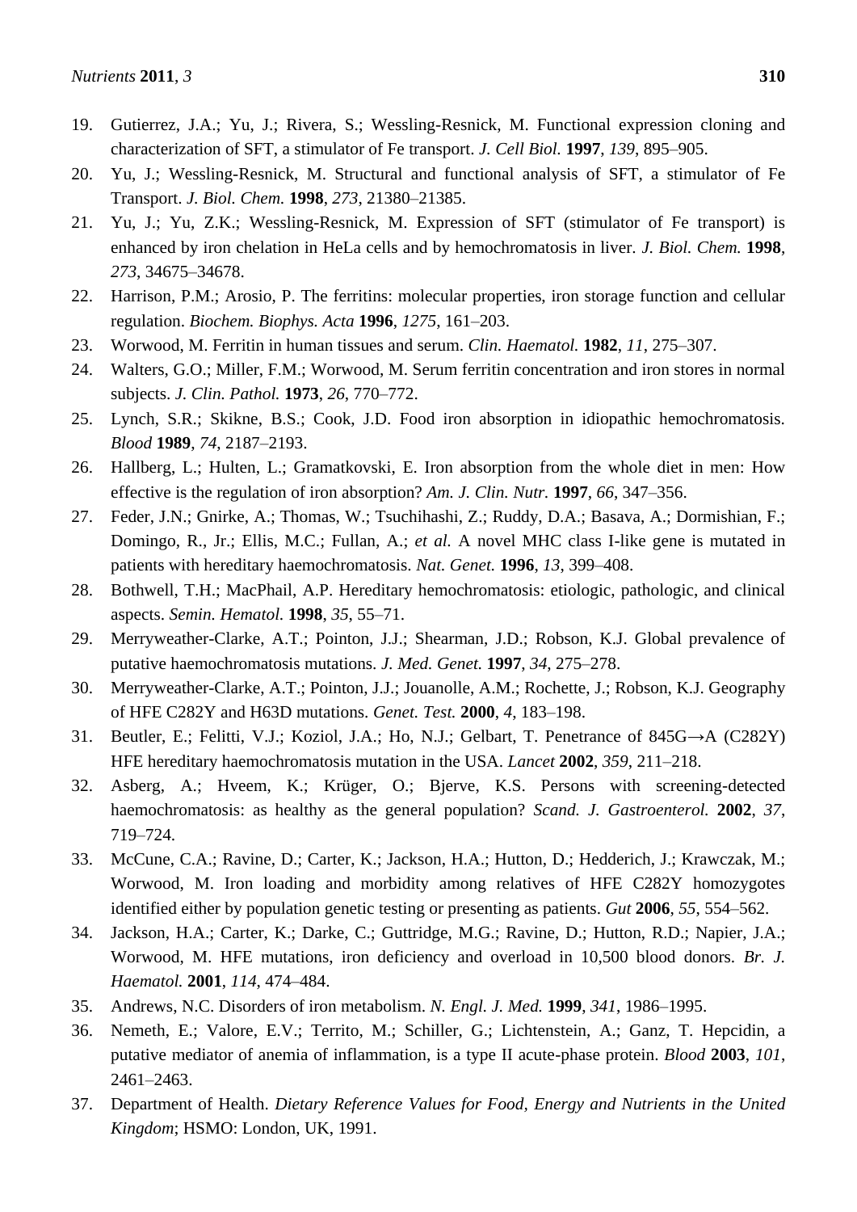19. Gutierrez, J.A.; Yu, J.; Rivera, S.; Wessling-Resnick, M. Functional expression cloning and characterization of SFT, a stimulator of Fe transport. *J. Cell Biol.* **1997**, *139*, 895–905.
20. Yu, J.; Wessling-Resnick, M. Structural and functional analysis of SFT, a stimulator of Fe Transport. *J. Biol. Chem.* **1998**, *273*, 21380–21385.
21. Yu, J.; Yu, Z.K.; Wessling-Resnick, M. Expression of SFT (stimulator of Fe transport) is enhanced by iron chelation in HeLa cells and by hemochromatosis in liver. *J. Biol. Chem.* **1998**, *273*, 34675–34678.
22. Harrison, P.M.; Arosio, P. The ferritins: molecular properties, iron storage function and cellular regulation. *Biochem. Biophys. Acta* **1996**, *1275*, 161–203.
23. Worwood, M. Ferritin in human tissues and serum. *Clin. Haematol.* **1982**, *11*, 275–307.
24. Walters, G.O.; Miller, F.M.; Worwood, M. Serum ferritin concentration and iron stores in normal subjects. *J. Clin. Pathol.* **1973**, *26*, 770–772.
25. Lynch, S.R.; Skikne, B.S.; Cook, J.D. Food iron absorption in idiopathic hemochromatosis. *Blood* **1989**, *74*, 2187–2193.
26. Hallberg, L.; Hulten, L.; Gramatkovski, E. Iron absorption from the whole diet in men: How effective is the regulation of iron absorption? *Am. J. Clin. Nutr.* **1997**, *66*, 347–356.
27. Feder, J.N.; Gnirke, A.; Thomas, W.; Tsuchihashi, Z.; Ruddy, D.A.; Basava, A.; Dormishian, F.; Domingo, R., Jr.; Ellis, M.C.; Fullan, A.; *et al.* A novel MHC class I-like gene is mutated in patients with hereditary haemochromatosis. *Nat. Genet.* **1996**, *13*, 399–408.
28. Bothwell, T.H.; MacPhail, A.P. Hereditary hemochromatosis: etiologic, pathologic, and clinical aspects. *Semin. Hematol.* **1998**, *35*, 55–71.
29. Merryweather-Clarke, A.T.; Pointon, J.J.; Shearman, J.D.; Robson, K.J. Global prevalence of putative haemochromatosis mutations. *J. Med. Genet.* **1997**, *34*, 275–278.
30. Merryweather-Clarke, A.T.; Pointon, J.J.; Jouanolle, A.M.; Rochette, J.; Robson, K.J. Geography of HFE C282Y and H63D mutations. *Genet. Test.* **2000**, *4*, 183–198.
31. Beutler, E.; Felitti, V.J.; Koziol, J.A.; Ho, N.J.; Gelbart, T. Penetrance of 845G→A (C282Y) HFE hereditary haemochromatosis mutation in the USA. *Lancet* **2002**, *359*, 211–218.
32. Asberg, A.; Hveem, K.; Krüger, O.; Bjerve, K.S. Persons with screening-detected haemochromatosis: as healthy as the general population? *Scand. J. Gastroenterol.* **2002**, *37*, 719–724.
33. McCune, C.A.; Ravine, D.; Carter, K.; Jackson, H.A.; Hutton, D.; Hedderich, J.; Krawczak, M.; Worwood, M. Iron loading and morbidity among relatives of HFE C282Y homozygotes identified either by population genetic testing or presenting as patients. *Gut* **2006**, *55*, 554–562.
34. Jackson, H.A.; Carter, K.; Darke, C.; Guttridge, M.G.; Ravine, D.; Hutton, R.D.; Napier, J.A.; Worwood, M. HFE mutations, iron deficiency and overload in 10,500 blood donors. *Br. J. Haematol.* **2001**, *114*, 474–484.
35. Andrews, N.C. Disorders of iron metabolism. *N. Engl. J. Med.* **1999**, *341*, 1986–1995.
36. Nemeth, E.; Valore, E.V.; Territo, M.; Schiller, G.; Lichtenstein, A.; Ganz, T. Hepcidin, a putative mediator of anemia of inflammation, is a type II acute-phase protein. *Blood* **2003**, *101*, 2461–2463.
37. Department of Health. *Dietary Reference Values for Food, Energy and Nutrients in the United Kingdom*; HSMO: London, UK, 1991.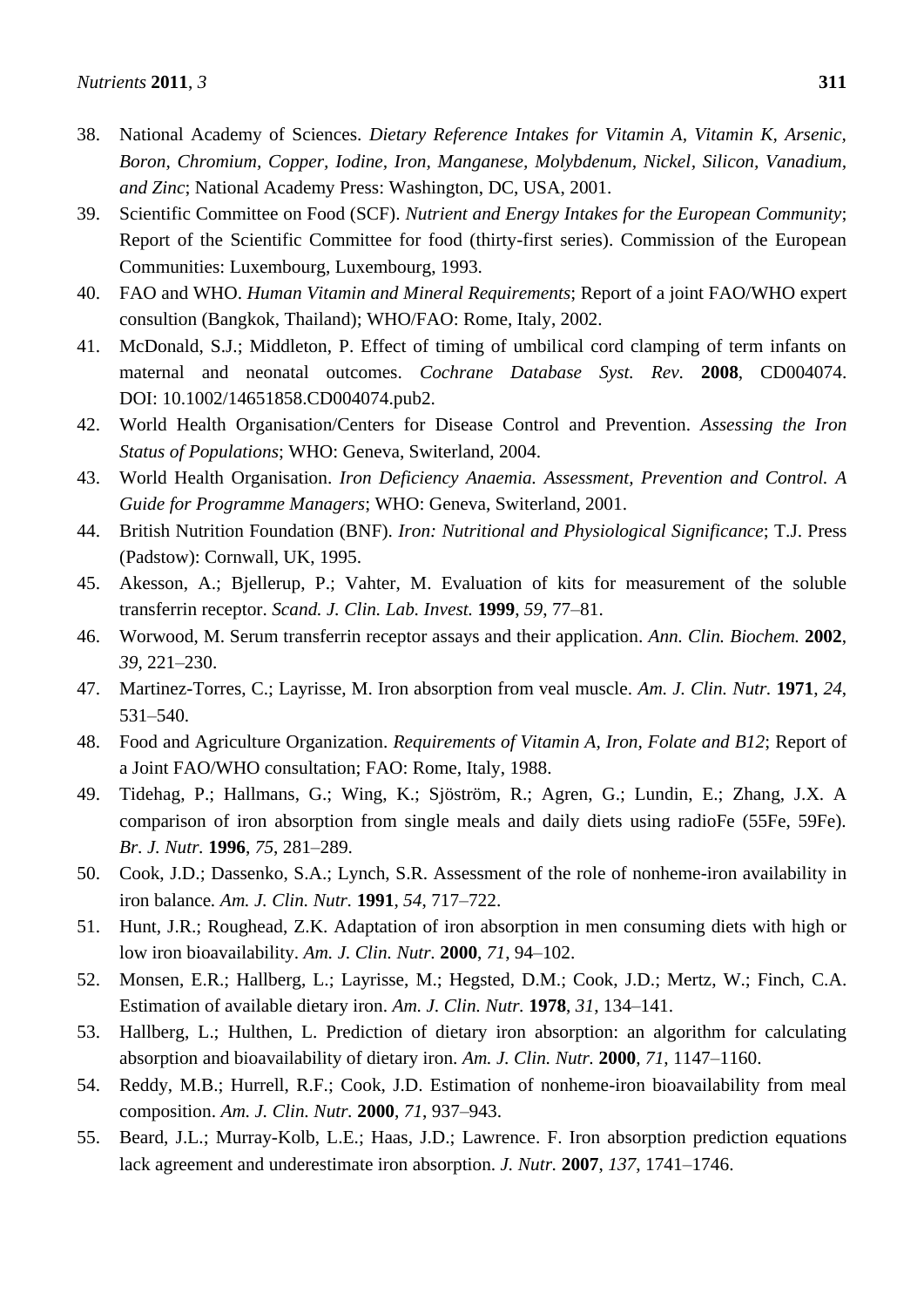38. National Academy of Sciences. *Dietary Reference Intakes for Vitamin A, Vitamin K, Arsenic, Boron, Chromium, Copper, Iodine, Iron, Manganese, Molybdenum, Nickel, Silicon, Vanadium, and Zinc*; National Academy Press: Washington, DC, USA, 2001.
39. Scientific Committee on Food (SCF). *Nutrient and Energy Intakes for the European Community*; Report of the Scientific Committee for food (thirty-first series). Commission of the European Communities: Luxembourg, Luxembourg, 1993.
40. FAO and WHO. *Human Vitamin and Mineral Requirements*; Report of a joint FAO/WHO expert consultion (Bangkok, Thailand); WHO/FAO: Rome, Italy, 2002.
41. McDonald, S.J.; Middleton, P. Effect of timing of umbilical cord clamping of term infants on maternal and neonatal outcomes. *Cochrane Database Syst. Rev*. **2008**, CD004074. DOI: 10.1002/14651858.CD004074.pub2.
42. World Health Organisation/Centers for Disease Control and Prevention. *Assessing the Iron Status of Populations*; WHO: Geneva, Switerland, 2004.
43. World Health Organisation. *Iron Deficiency Anaemia. Assessment, Prevention and Control. A Guide for Programme Managers*; WHO: Geneva, Switerland, 2001.
44. British Nutrition Foundation (BNF). *Iron: Nutritional and Physiological Significance*; T.J. Press (Padstow): Cornwall, UK, 1995.
45. Akesson, A.; Bjellerup, P.; Vahter, M. Evaluation of kits for measurement of the soluble transferrin receptor. *Scand. J. Clin. Lab. Invest.* **1999**, *59*, 77–81.
46. Worwood, M. Serum transferrin receptor assays and their application. *Ann. Clin. Biochem.* **2002**, *39*, 221–230.
47. Martinez-Torres, C.; Layrisse, M. Iron absorption from veal muscle. *Am. J. Clin. Nutr.* **1971**, *24*, 531–540.
48. Food and Agriculture Organization. *Requirements of Vitamin A, Iron, Folate and B12*; Report of a Joint FAO/WHO consultation; FAO: Rome, Italy, 1988.
49. Tidehag, P.; Hallmans, G.; Wing, K.; Sjöström, R.; Agren, G.; Lundin, E.; Zhang, J.X. A comparison of iron absorption from single meals and daily diets using radioFe (55Fe, 59Fe). *Br. J. Nutr.* **1996**, *75*, 281–289.
50. Cook, J.D.; Dassenko, S.A.; Lynch, S.R. Assessment of the role of nonheme-iron availability in iron balance. *Am. J. Clin. Nutr*. **1991**, *54*, 717–722.
51. Hunt, J.R.; Roughead, Z.K. Adaptation of iron absorption in men consuming diets with high or low iron bioavailability. *Am. J. Clin. Nutr.* **2000**, *71*, 94–102.
52. Monsen, E.R.; Hallberg, L.; Layrisse, M.; Hegsted, D.M.; Cook, J.D.; Mertz, W.; Finch, C.A. Estimation of available dietary iron. *Am. J. Clin. Nutr.* **1978**, *31*, 134–141.
53. Hallberg, L.; Hulthen, L. Prediction of dietary iron absorption: an algorithm for calculating absorption and bioavailability of dietary iron. *Am. J. Clin. Nutr.* **2000**, *71*, 1147–1160.
54. Reddy, M.B.; Hurrell, R.F.; Cook, J.D. Estimation of nonheme-iron bioavailability from meal composition. *Am. J. Clin. Nutr.* **2000**, *71*, 937–943.
55. Beard, J.L.; Murray-Kolb, L.E.; Haas, J.D.; Lawrence. F. Iron absorption prediction equations lack agreement and underestimate iron absorption. *J. Nutr.* **2007**, *137*, 1741–1746.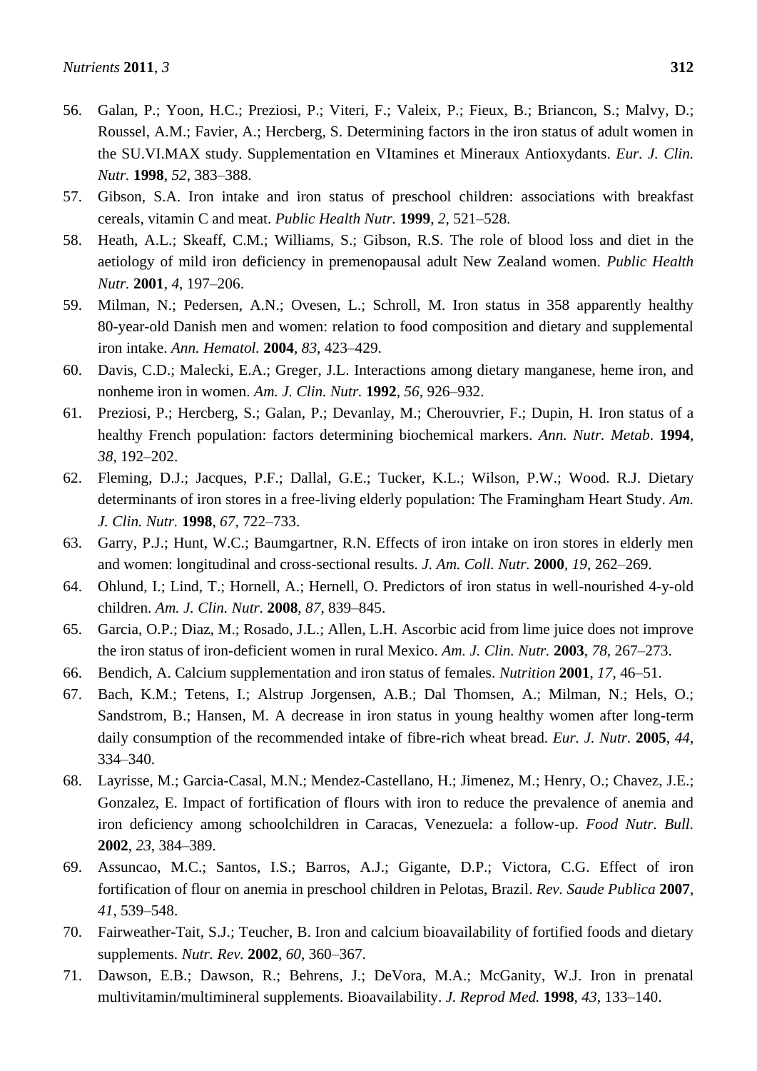56. Galan, P.; Yoon, H.C.; Preziosi, P.; Viteri, F.; Valeix, P.; Fieux, B.; Briancon, S.; Malvy, D.; Roussel, A.M.; Favier, A.; Hercberg, S. Determining factors in the iron status of adult women in the SU.VI.MAX study. Supplementation en VItamines et Mineraux Antioxydants. *Eur. J. Clin. Nutr.* **1998**, *52*, 383–388.
57. Gibson, S.A. Iron intake and iron status of preschool children: associations with breakfast cereals, vitamin C and meat. *Public Health Nutr.* **1999**, *2*, 521–528.
58. Heath, A.L.; Skeaff, C.M.; Williams, S.; Gibson, R.S. The role of blood loss and diet in the aetiology of mild iron deficiency in premenopausal adult New Zealand women. *Public Health Nutr.* **2001**, *4*, 197–206.
59. Milman, N.; Pedersen, A.N.; Ovesen, L.; Schroll, M. Iron status in 358 apparently healthy 80-year-old Danish men and women: relation to food composition and dietary and supplemental iron intake. *Ann. Hematol.* **2004**, *83*, 423–429.
60. Davis, C.D.; Malecki, E.A.; Greger, J.L. Interactions among dietary manganese, heme iron, and nonheme iron in women. *Am. J. Clin. Nutr.* **1992**, *56*, 926–932.
61. Preziosi, P.; Hercberg, S.; Galan, P.; Devanlay, M.; Cherouvrier, F.; Dupin, H. Iron status of a healthy French population: factors determining biochemical markers. *Ann. Nutr. Metab*. **1994**, *38*, 192–202.
62. Fleming, D.J.; Jacques, P.F.; Dallal, G.E.; Tucker, K.L.; Wilson, P.W.; Wood. R.J. Dietary determinants of iron stores in a free-living elderly population: The Framingham Heart Study. *Am. J. Clin. Nutr.* **1998**, *67*, 722–733.
63. Garry, P.J.; Hunt, W.C.; Baumgartner, R.N. Effects of iron intake on iron stores in elderly men and women: longitudinal and cross-sectional results. *J. Am. Coll. Nutr.* **2000**, *19*, 262–269.
64. Ohlund, I.; Lind, T.; Hornell, A.; Hernell, O. Predictors of iron status in well-nourished 4-y-old children. *Am. J. Clin. Nutr.* **2008**, *87*, 839–845.
65. Garcia, O.P.; Diaz, M.; Rosado, J.L.; Allen, L.H. Ascorbic acid from lime juice does not improve the iron status of iron-deficient women in rural Mexico. *Am. J. Clin. Nutr.* **2003**, *78*, 267–273.
66. Bendich, A. Calcium supplementation and iron status of females. *Nutrition* **2001**, *17*, 46–51.
67. Bach, K.M.; Tetens, I.; Alstrup Jorgensen, A.B.; Dal Thomsen, A.; Milman, N.; Hels, O.; Sandstrom, B.; Hansen, M. A decrease in iron status in young healthy women after long-term daily consumption of the recommended intake of fibre-rich wheat bread. *Eur. J. Nutr.* **2005**, *44*, 334–340.
68. Layrisse, M.; Garcia-Casal, M.N.; Mendez-Castellano, H.; Jimenez, M.; Henry, O.; Chavez, J.E.; Gonzalez, E. Impact of fortification of flours with iron to reduce the prevalence of anemia and iron deficiency among schoolchildren in Caracas, Venezuela: a follow-up. *Food Nutr. Bull.* **2002**, *23*, 384–389.
69. Assuncao, M.C.; Santos, I.S.; Barros, A.J.; Gigante, D.P.; Victora, C.G. Effect of iron fortification of flour on anemia in preschool children in Pelotas, Brazil. *Rev. Saude Publica* **2007**, *41*, 539–548.
70. Fairweather-Tait, S.J.; Teucher, B. Iron and calcium bioavailability of fortified foods and dietary supplements. *Nutr. Rev.* **2002**, *60*, 360–367.
71. Dawson, E.B.; Dawson, R.; Behrens, J.; DeVora, M.A.; McGanity, W.J. Iron in prenatal multivitamin/multimineral supplements. Bioavailability. *J. Reprod Med.* **1998**, *43*, 133–140.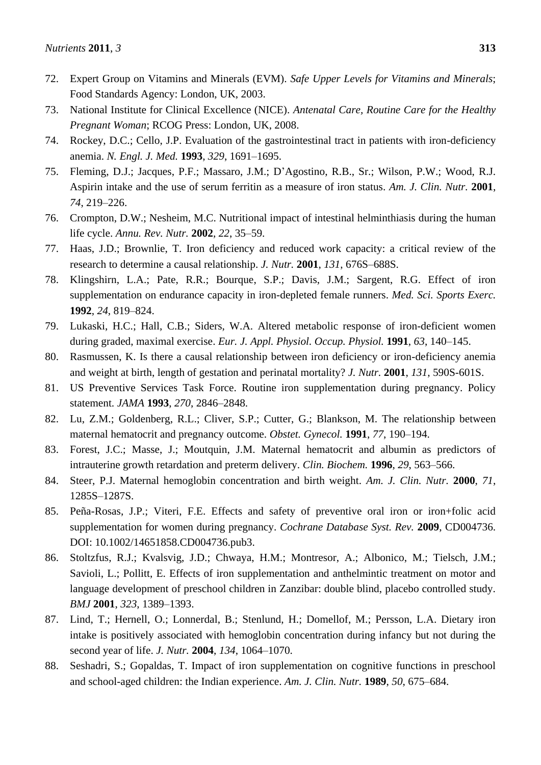72. Expert Group on Vitamins and Minerals (EVM). *Safe Upper Levels for Vitamins and Minerals*; Food Standards Agency: London, UK, 2003.
73. National Institute for Clinical Excellence (NICE). *Antenatal Care, Routine Care for the Healthy Pregnant Woman*; RCOG Press: London, UK, 2008.
74. Rockey, D.C.; Cello, J.P. Evaluation of the gastrointestinal tract in patients with iron-deficiency anemia. *N. Engl. J. Med.* **1993**, *329*, 1691–1695.
75. Fleming, D.J.; Jacques, P.F.; Massaro, J.M.; D'Agostino, R.B., Sr.; Wilson, P.W.; Wood, R.J. Aspirin intake and the use of serum ferritin as a measure of iron status. *Am. J. Clin. Nutr.* **2001**, *74*, 219–226.
76. Crompton, D.W.; Nesheim, M.C. Nutritional impact of intestinal helminthiasis during the human life cycle. *Annu. Rev. Nutr.* **2002**, *22*, 35–59.
77. Haas, J.D.; Brownlie, T. Iron deficiency and reduced work capacity: a critical review of the research to determine a causal relationship. *J. Nutr.* **2001**, *131*, 676S–688S.
78. Klingshirn, L.A.; Pate, R.R.; Bourque, S.P.; Davis, J.M.; Sargent, R.G. Effect of iron supplementation on endurance capacity in iron-depleted female runners. *Med. Sci. Sports Exerc.* **1992**, *24*, 819–824.
79. Lukaski, H.C.; Hall, C.B.; Siders, W.A. Altered metabolic response of iron-deficient women during graded, maximal exercise. *Eur. J. Appl. Physiol. Occup. Physiol.* **1991**, *63*, 140–145.
80. Rasmussen, K. Is there a causal relationship between iron deficiency or iron-deficiency anemia and weight at birth, length of gestation and perinatal mortality? *J. Nutr.* **2001**, *131*, 590S-601S.
81. US Preventive Services Task Force. Routine iron supplementation during pregnancy. Policy statement. *JAMA* **1993**, *270*, 2846–2848.
82. Lu, Z.M.; Goldenberg, R.L.; Cliver, S.P.; Cutter, G.; Blankson, M. The relationship between maternal hematocrit and pregnancy outcome. *Obstet. Gynecol.* **1991**, *77*, 190–194.
83. Forest, J.C.; Masse, J.; Moutquin, J.M. Maternal hematocrit and albumin as predictors of intrauterine growth retardation and preterm delivery. *Clin. Biochem.* **1996**, *29*, 563–566.
84. Steer, P.J. Maternal hemoglobin concentration and birth weight. *Am. J. Clin. Nutr.* **2000**, *71*, 1285S–1287S.
85. Peña-Rosas, J.P.; Viteri, F.E. Effects and safety of preventive oral iron or iron+folic acid supplementation for women during pregnancy. *Cochrane Database Syst. Rev.* **2009**, CD004736. DOI: 10.1002/14651858.CD004736.pub3.
86. Stoltzfus, R.J.; Kvalsvig, J.D.; Chwaya, H.M.; Montresor, A.; Albonico, M.; Tielsch, J.M.; Savioli, L.; Pollitt, E. Effects of iron supplementation and anthelmintic treatment on motor and language development of preschool children in Zanzibar: double blind, placebo controlled study. *BMJ* **2001**, *323*, 1389–1393.
87. Lind, T.; Hernell, O.; Lonnerdal, B.; Stenlund, H.; Domellof, M.; Persson, L.A. Dietary iron intake is positively associated with hemoglobin concentration during infancy but not during the second year of life. *J. Nutr.* **2004**, *134*, 1064–1070.
88. Seshadri, S.; Gopaldas, T. Impact of iron supplementation on cognitive functions in preschool and school-aged children: the Indian experience. *Am. J. Clin. Nutr.* **1989**, *50*, 675–684.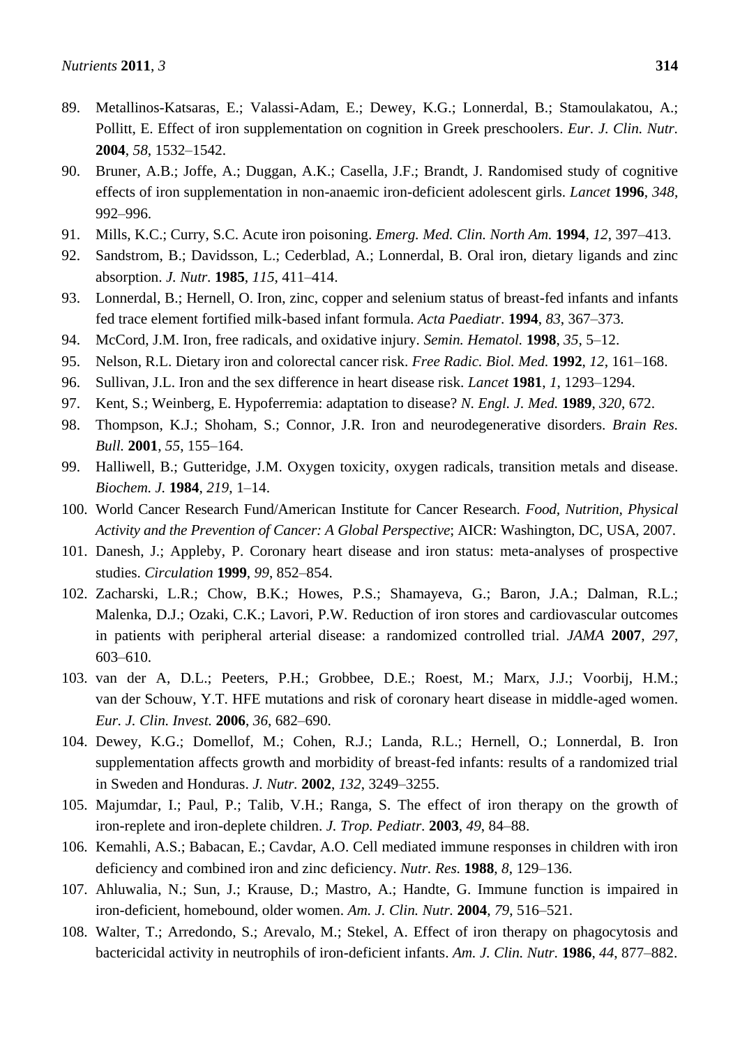89. Metallinos-Katsaras, E.; Valassi-Adam, E.; Dewey, K.G.; Lonnerdal, B.; Stamoulakatou, A.; Pollitt, E. Effect of iron supplementation on cognition in Greek preschoolers. *Eur. J. Clin. Nutr.* **2004**, *58*, 1532–1542.
90. Bruner, A.B.; Joffe, A.; Duggan, A.K.; Casella, J.F.; Brandt, J. Randomised study of cognitive effects of iron supplementation in non-anaemic iron-deficient adolescent girls. *Lancet* **1996**, *348*, 992–996.
91. Mills, K.C.; Curry, S.C. Acute iron poisoning. *Emerg. Med. Clin. North Am.* **1994**, *12*, 397–413.
92. Sandstrom, B.; Davidsson, L.; Cederblad, A.; Lonnerdal, B. Oral iron, dietary ligands and zinc absorption. *J. Nutr.* **1985**, *115*, 411–414.
93. Lonnerdal, B.; Hernell, O. Iron, zinc, copper and selenium status of breast-fed infants and infants fed trace element fortified milk-based infant formula. *Acta Paediatr.* **1994**, *83*, 367–373.
94. McCord, J.M. Iron, free radicals, and oxidative injury. *Semin. Hematol.* **1998**, *35*, 5–12.
95. Nelson, R.L. Dietary iron and colorectal cancer risk. *Free Radic. Biol. Med.* **1992**, *12*, 161–168.
96. Sullivan, J.L. Iron and the sex difference in heart disease risk. *Lancet* **1981**, *1*, 1293–1294.
97. Kent, S.; Weinberg, E. Hypoferremia: adaptation to disease? *N. Engl. J. Med.* **1989**, *320*, 672.
98. Thompson, K.J.; Shoham, S.; Connor, J.R. Iron and neurodegenerative disorders. *Brain Res. Bull.* **2001**, *55*, 155–164.
99. Halliwell, B.; Gutteridge, J.M. Oxygen toxicity, oxygen radicals, transition metals and disease. *Biochem. J.* **1984**, *219*, 1–14.
100. World Cancer Research Fund/American Institute for Cancer Research. *Food, Nutrition, Physical Activity and the Prevention of Cancer: A Global Perspective*; AICR: Washington, DC, USA, 2007.
101. Danesh, J.; Appleby, P. Coronary heart disease and iron status: meta-analyses of prospective studies. *Circulation* **1999**, *99*, 852–854.
102. Zacharski, L.R.; Chow, B.K.; Howes, P.S.; Shamayeva, G.; Baron, J.A.; Dalman, R.L.; Malenka, D.J.; Ozaki, C.K.; Lavori, P.W. Reduction of iron stores and cardiovascular outcomes in patients with peripheral arterial disease: a randomized controlled trial. *JAMA* **2007**, *297*, 603–610.
103. van der A, D.L.; Peeters, P.H.; Grobbee, D.E.; Roest, M.; Marx, J.J.; Voorbij, H.M.; van der Schouw, Y.T. HFE mutations and risk of coronary heart disease in middle-aged women. *Eur. J. Clin. Invest.* **2006**, *36*, 682–690.
104. Dewey, K.G.; Domellof, M.; Cohen, R.J.; Landa, R.L.; Hernell, O.; Lonnerdal, B. Iron supplementation affects growth and morbidity of breast-fed infants: results of a randomized trial in Sweden and Honduras. *J. Nutr.* **2002**, *132*, 3249–3255.
105. Majumdar, I.; Paul, P.; Talib, V.H.; Ranga, S. The effect of iron therapy on the growth of iron-replete and iron-deplete children. *J. Trop. Pediatr.* **2003**, *49*, 84–88.
106. Kemahli, A.S.; Babacan, E.; Cavdar, A.O. Cell mediated immune responses in children with iron deficiency and combined iron and zinc deficiency. *Nutr. Res.* **1988**, *8*, 129–136.
107. Ahluwalia, N.; Sun, J.; Krause, D.; Mastro, A.; Handte, G. Immune function is impaired in iron-deficient, homebound, older women. *Am. J. Clin. Nutr.* **2004**, *79*, 516–521.
108. Walter, T.; Arredondo, S.; Arevalo, M.; Stekel, A. Effect of iron therapy on phagocytosis and bactericidal activity in neutrophils of iron-deficient infants. *Am. J. Clin. Nutr.* **1986**, *44*, 877–882.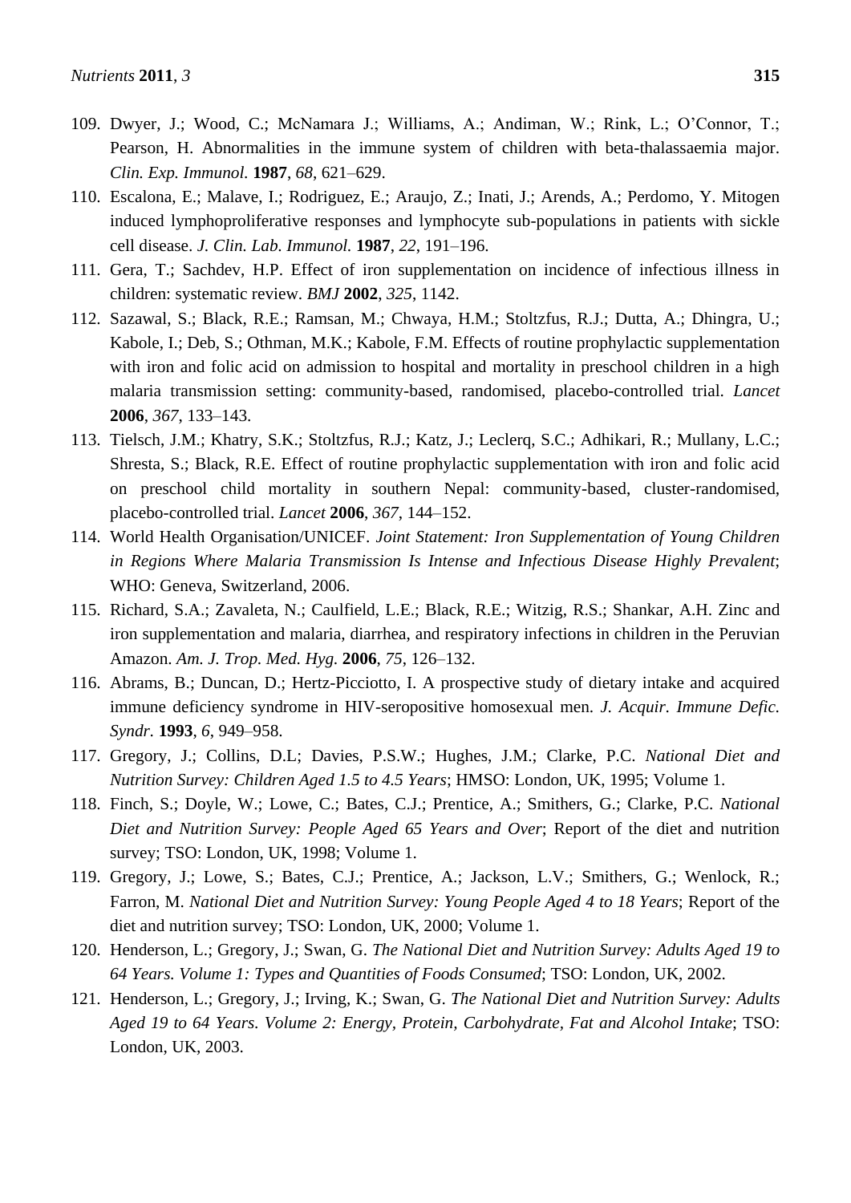109. Dwyer, J.; Wood, C.; McNamara J.; Williams, A.; Andiman, W.; Rink, L.; O'Connor, T.; Pearson, H. Abnormalities in the immune system of children with beta-thalassaemia major. *Clin. Exp. Immunol.* **1987**, *68*, 621–629.
110. Escalona, E.; Malave, I.; Rodriguez, E.; Araujo, Z.; Inati, J.; Arends, A.; Perdomo, Y. Mitogen induced lymphoproliferative responses and lymphocyte sub-populations in patients with sickle cell disease. *J. Clin. Lab. Immunol.* **1987**, *22*, 191–196.
111. Gera, T.; Sachdev, H.P. Effect of iron supplementation on incidence of infectious illness in children: systematic review. *BMJ* **2002**, *325*, 1142.
112. Sazawal, S.; Black, R.E.; Ramsan, M.; Chwaya, H.M.; Stoltzfus, R.J.; Dutta, A.; Dhingra, U.; Kabole, I.; Deb, S.; Othman, M.K.; Kabole, F.M. Effects of routine prophylactic supplementation with iron and folic acid on admission to hospital and mortality in preschool children in a high malaria transmission setting: community-based, randomised, placebo-controlled trial. *Lancet* **2006**, *367*, 133–143.
113. Tielsch, J.M.; Khatry, S.K.; Stoltzfus, R.J.; Katz, J.; Leclerq, S.C.; Adhikari, R.; Mullany, L.C.; Shresta, S.; Black, R.E. Effect of routine prophylactic supplementation with iron and folic acid on preschool child mortality in southern Nepal: community-based, cluster-randomised, placebo-controlled trial. *Lancet* **2006**, *367*, 144–152.
114. World Health Organisation/UNICEF. *Joint Statement: Iron Supplementation of Young Children in Regions Where Malaria Transmission Is Intense and Infectious Disease Highly Prevalent*; WHO: Geneva, Switzerland, 2006.
115. Richard, S.A.; Zavaleta, N.; Caulfield, L.E.; Black, R.E.; Witzig, R.S.; Shankar, A.H. Zinc and iron supplementation and malaria, diarrhea, and respiratory infections in children in the Peruvian Amazon. *Am. J. Trop. Med. Hyg.* **2006**, *75*, 126–132.
116. Abrams, B.; Duncan, D.; Hertz-Picciotto, I. A prospective study of dietary intake and acquired immune deficiency syndrome in HIV-seropositive homosexual men. *J. Acquir. Immune Defic. Syndr.* **1993**, *6*, 949–958.
117. Gregory, J.; Collins, D.L; Davies, P.S.W.; Hughes, J.M.; Clarke, P.C. *National Diet and Nutrition Survey: Children Aged 1.5 to 4.5 Years*; HMSO: London, UK, 1995; Volume 1.
118. Finch, S.; Doyle, W.; Lowe, C.; Bates, C.J.; Prentice, A.; Smithers, G.; Clarke, P.C. *National Diet and Nutrition Survey: People Aged 65 Years and Over*; Report of the diet and nutrition survey; TSO: London, UK, 1998; Volume 1.
119. Gregory, J.; Lowe, S.; Bates, C.J.; Prentice, A.; Jackson, L.V.; Smithers, G.; Wenlock, R.; Farron, M. *National Diet and Nutrition Survey: Young People Aged 4 to 18 Years*; Report of the diet and nutrition survey; TSO: London, UK, 2000; Volume 1.
120. Henderson, L.; Gregory, J.; Swan, G. *The National Diet and Nutrition Survey: Adults Aged 19 to 64 Years. Volume 1: Types and Quantities of Foods Consumed*; TSO: London, UK, 2002.
121. Henderson, L.; Gregory, J.; Irving, K.; Swan, G. *The National Diet and Nutrition Survey: Adults Aged 19 to 64 Years. Volume 2: Energy, Protein, Carbohydrate, Fat and Alcohol Intake*; TSO: London, UK, 2003.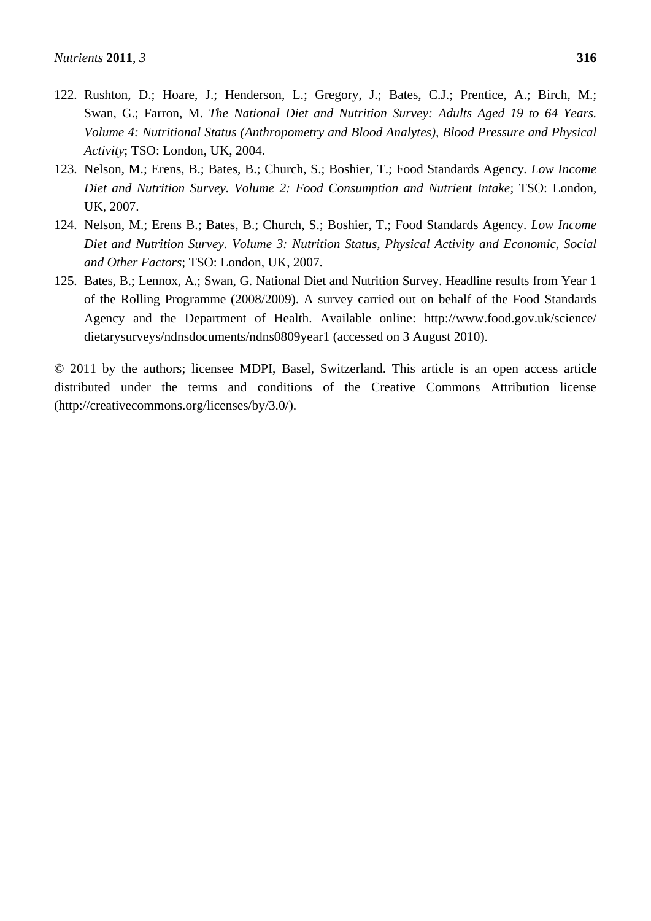122. Rushton, D.; Hoare, J.; Henderson, L.; Gregory, J.; Bates, C.J.; Prentice, A.; Birch, M.; Swan, G.; Farron, M. *The National Diet and Nutrition Survey: Adults Aged 19 to 64 Years. Volume 4: Nutritional Status (Anthropometry and Blood Analytes), Blood Pressure and Physical Activity*; TSO: London, UK, 2004.
123. Nelson, M.; Erens, B.; Bates, B.; Church, S.; Boshier, T.; Food Standards Agency. *Low Income Diet and Nutrition Survey. Volume 2: Food Consumption and Nutrient Intake*; TSO: London, UK, 2007.
124. Nelson, M.; Erens B.; Bates, B.; Church, S.; Boshier, T.; Food Standards Agency. *Low Income Diet and Nutrition Survey. Volume 3: Nutrition Status, Physical Activity and Economic, Social and Other Factors*; TSO: London, UK, 2007.
125. Bates, B.; Lennox, A.; Swan, G. National Diet and Nutrition Survey. Headline results from Year 1 of the Rolling Programme (2008/2009). A survey carried out on behalf of the Food Standards Agency and the Department of Health. Available online: http://www.food.gov.uk/science/dietarysurveys/ndnsdocuments/ndns0809year1 (accessed on 3 August 2010).

© 2011 by the authors; licensee MDPI, Basel, Switzerland. This article is an open access article distributed under the terms and conditions of the Creative Commons Attribution license (http://creativecommons.org/licenses/by/3.0/).